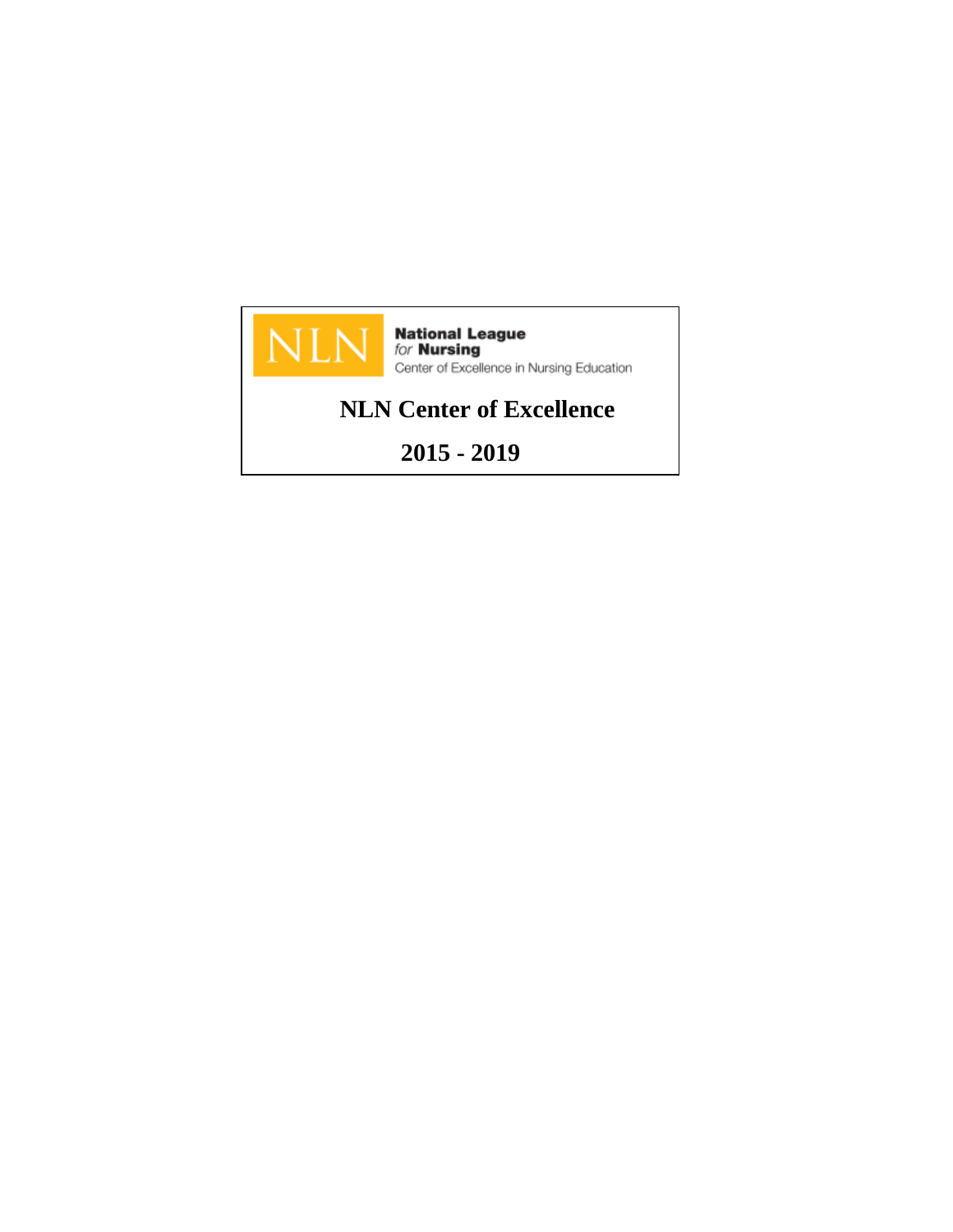NLN

**National League**
*for* **Nursing**
Center of Excellence in Nursing Education

# NLN Center of Excellence

# 2015 - 2019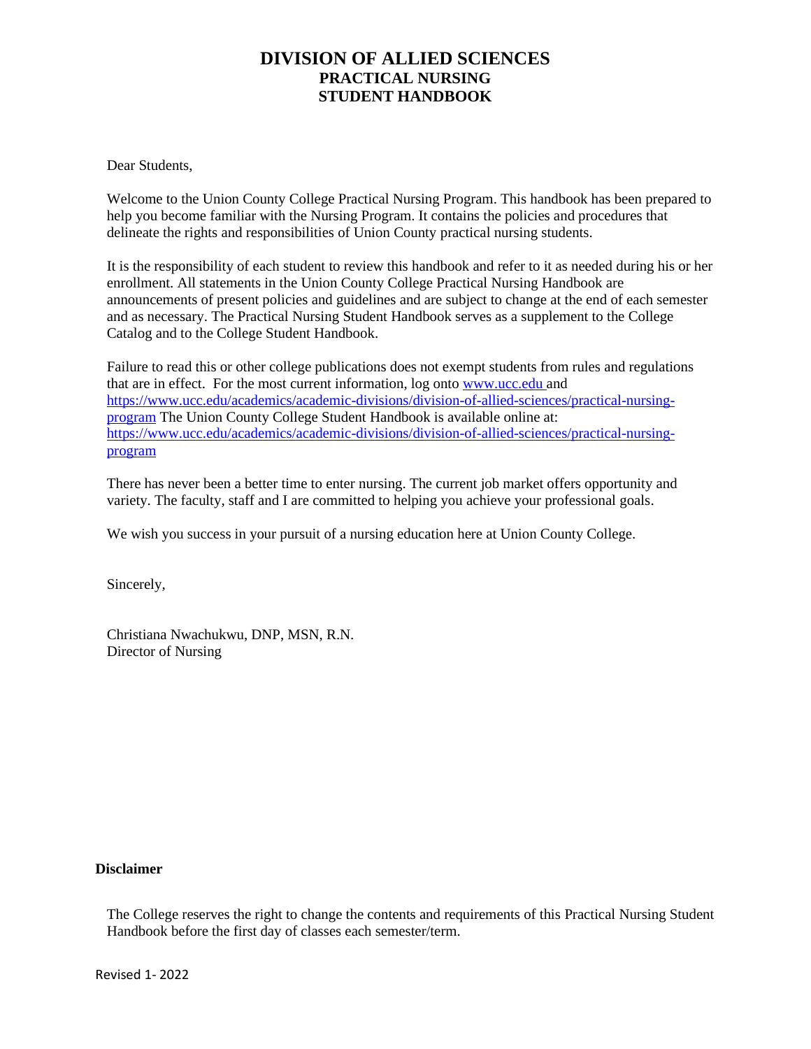# DIVISION OF ALLIED SCIENCES
## PRACTICAL NURSING
## STUDENT HANDBOOK

Dear Students,

Welcome to the Union County College Practical Nursing Program. This handbook has been prepared to help you become familiar with the Nursing Program. It contains the policies and procedures that delineate the rights and responsibilities of Union County practical nursing students.

It is the responsibility of each student to review this handbook and refer to it as needed during his or her enrollment. All statements in the Union County College Practical Nursing Handbook are announcements of present policies and guidelines and are subject to change at the end of each semester and as necessary. The Practical Nursing Student Handbook serves as a supplement to the College Catalog and to the College Student Handbook.

Failure to read this or other college publications does not exempt students from rules and regulations that are in effect. For the most current information, log onto [www.ucc.edu](www.ucc.edu) and [https://www.ucc.edu/academics/academic-divisions/division-of-allied-sciences/practical-nursing-program](https://www.ucc.edu/academics/academic-divisions/division-of-allied-sciences/practical-nursing-program) The Union County College Student Handbook is available online at: [https://www.ucc.edu/academics/academic-divisions/division-of-allied-sciences/practical-nursing-program](https://www.ucc.edu/academics/academic-divisions/division-of-allied-sciences/practical-nursing-program)

There has never been a better time to enter nursing. The current job market offers opportunity and variety. The faculty, staff and I are committed to helping you achieve your professional goals.

We wish you success in your pursuit of a nursing education here at Union County College.

Sincerely,

Christiana Nwachukwu, DNP, MSN, R.N.
Director of Nursing

**Disclaimer**

The College reserves the right to change the contents and requirements of this Practical Nursing Student Handbook before the first day of classes each semester/term.

Revised 1- 2022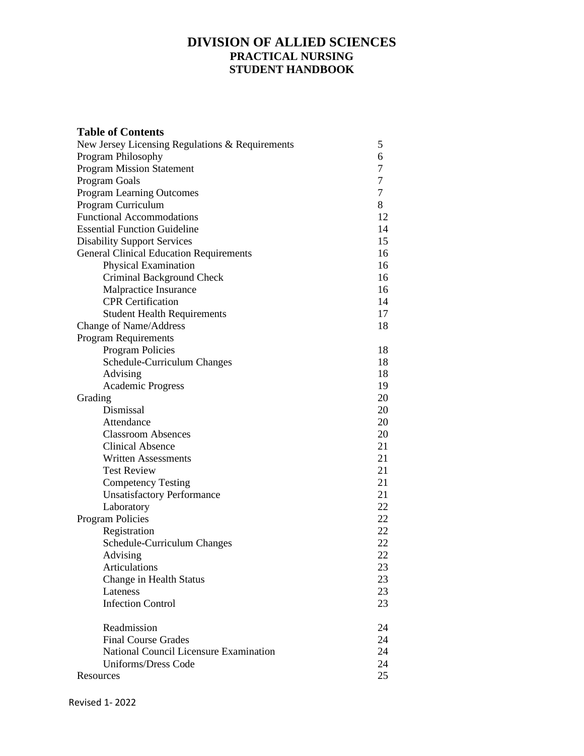# DIVISION OF ALLIED SCIENCES
## PRACTICAL NURSING
## STUDENT HANDBOOK

**Table of Contents**

| | |
|---|---|
| New Jersey Licensing Regulations & Requirements | 5 |
| Program Philosophy | 6 |
| Program Mission Statement | 7 |
| Program Goals | 7 |
| Program Learning Outcomes | 7 |
| Program Curriculum | 8 |
| Functional Accommodations | 12 |
| Essential Function Guideline | 14 |
| Disability Support Services | 15 |
| General Clinical Education Requirements | 16 |
| Physical Examination | 16 |
| Criminal Background Check | 16 |
| Malpractice Insurance | 16 |
| CPR Certification | 14 |
| Student Health Requirements | 17 |
| Change of Name/Address | 18 |
| Program Requirements | |
| Program Policies | 18 |
| Schedule-Curriculum Changes | 18 |
| Advising | 18 |
| Academic Progress | 19 |
| Grading | 20 |
| Dismissal | 20 |
| Attendance | 20 |
| Classroom Absences | 20 |
| Clinical Absence | 21 |
| Written Assessments | 21 |
| Test Review | 21 |
| Competency Testing | 21 |
| Unsatisfactory Performance | 21 |
| Laboratory | 22 |
| Program Policies | 22 |
| Registration | 22 |
| Schedule-Curriculum Changes | 22 |
| Advising | 22 |
| Articulations | 23 |
| Change in Health Status | 23 |
| Lateness | 23 |
| Infection Control | 23 |
| Readmission | 24 |
| Final Course Grades | 24 |
| National Council Licensure Examination | 24 |
| Uniforms/Dress Code | 24 |
| Resources | 25 |

Revised 1- 2022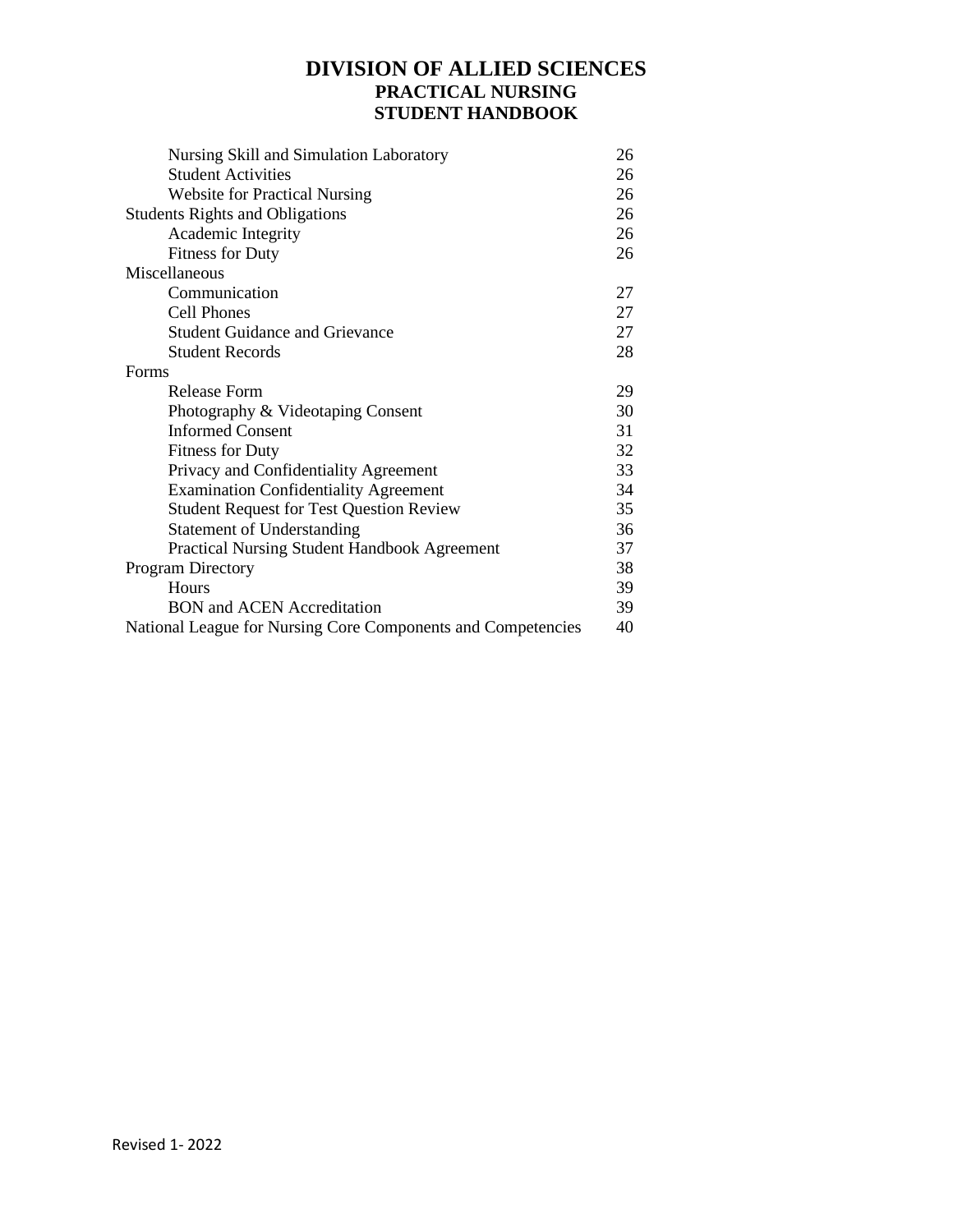# DIVISION OF ALLIED SCIENCES
## PRACTICAL NURSING
## STUDENT HANDBOOK

| | |
|---|---|
| Nursing Skill and Simulation Laboratory | 26 |
| Student Activities | 26 |
| Website for Practical Nursing | 26 |
| Students Rights and Obligations | 26 |
| Academic Integrity | 26 |
| Fitness for Duty | 26 |
| Miscellaneous | |
| Communication | 27 |
| Cell Phones | 27 |
| Student Guidance and Grievance | 27 |
| Student Records | 28 |
| Forms | |
| Release Form | 29 |
| Photography & Videotaping Consent | 30 |
| Informed Consent | 31 |
| Fitness for Duty | 32 |
| Privacy and Confidentiality Agreement | 33 |
| Examination Confidentiality Agreement | 34 |
| Student Request for Test Question Review | 35 |
| Statement of Understanding | 36 |
| Practical Nursing Student Handbook Agreement | 37 |
| Program Directory | 38 |
| Hours | 39 |
| BON and ACEN Accreditation | 39 |
| National League for Nursing Core Components and Competencies | 40 |

Revised 1- 2022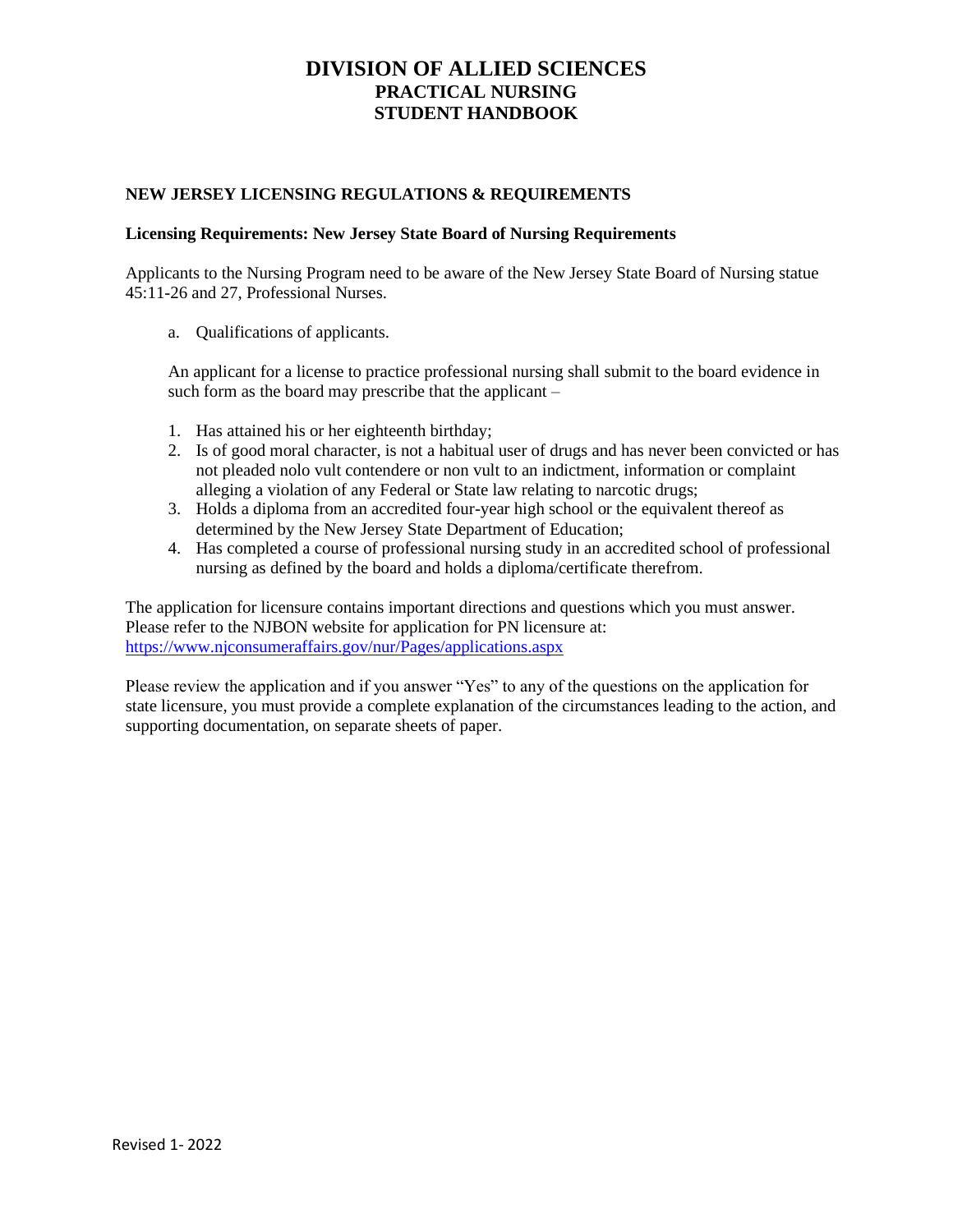# DIVISION OF ALLIED SCIENCES
## PRACTICAL NURSING
## STUDENT HANDBOOK

### NEW JERSEY LICENSING REGULATIONS & REQUIREMENTS

**Licensing Requirements: New Jersey State Board of Nursing Requirements**

Applicants to the Nursing Program need to be aware of the New Jersey State Board of Nursing statue 45:11-26 and 27, Professional Nurses.

a. Qualifications of applicants.

An applicant for a license to practice professional nursing shall submit to the board evidence in such form as the board may prescribe that the applicant –

1. Has attained his or her eighteenth birthday;
2. Is of good moral character, is not a habitual user of drugs and has never been convicted or has not pleaded nolo vult contendere or non vult to an indictment, information or complaint alleging a violation of any Federal or State law relating to narcotic drugs;
3. Holds a diploma from an accredited four-year high school or the equivalent thereof as determined by the New Jersey State Department of Education;
4. Has completed a course of professional nursing study in an accredited school of professional nursing as defined by the board and holds a diploma/certificate therefrom.

The application for licensure contains important directions and questions which you must answer. Please refer to the NJBON website for application for PN licensure at: https://www.njconsumeraffairs.gov/nur/Pages/applications.aspx

Please review the application and if you answer "Yes" to any of the questions on the application for state licensure, you must provide a complete explanation of the circumstances leading to the action, and supporting documentation, on separate sheets of paper.

Revised 1- 2022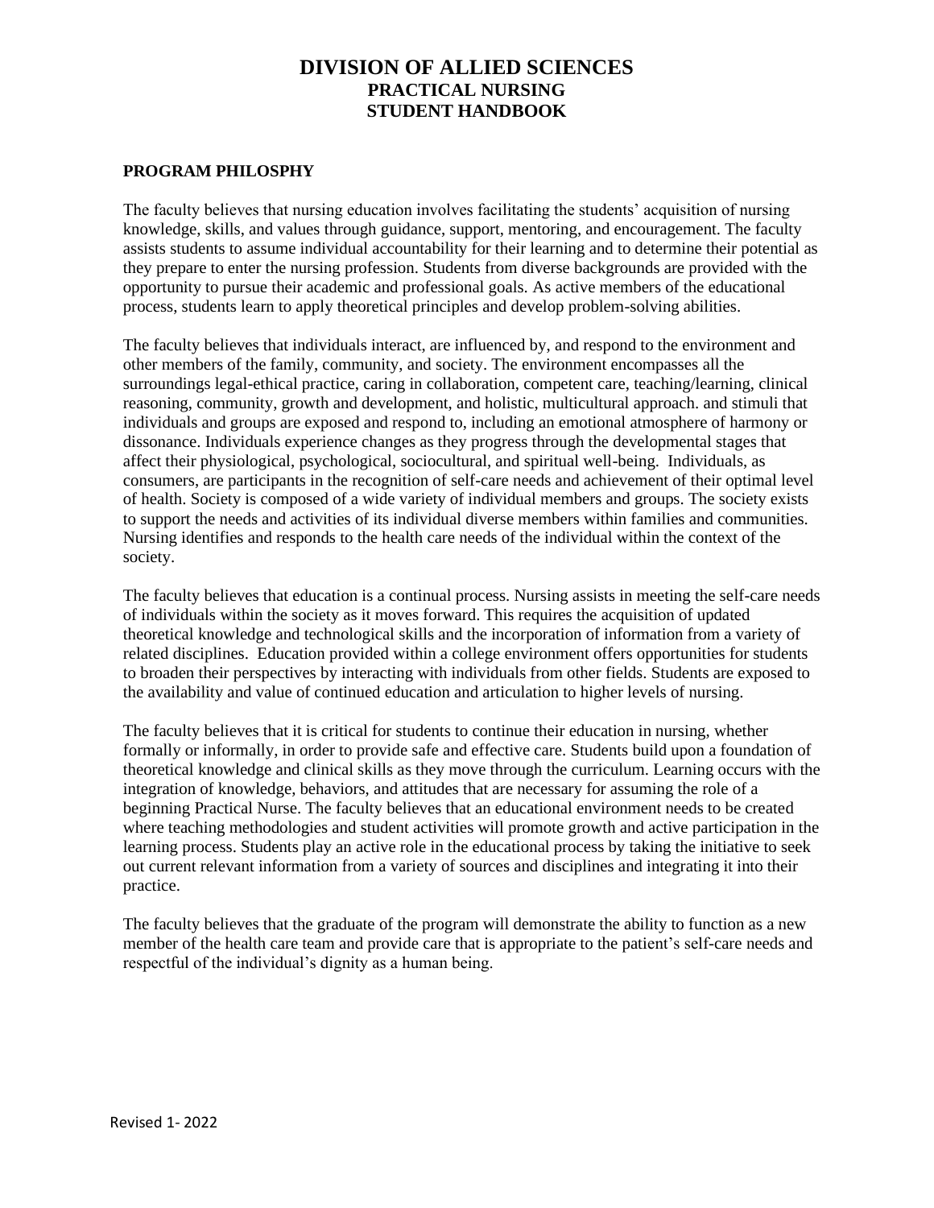# DIVISION OF ALLIED SCIENCES
## PRACTICAL NURSING
## STUDENT HANDBOOK

### PROGRAM PHILOSPHY

The faculty believes that nursing education involves facilitating the students' acquisition of nursing knowledge, skills, and values through guidance, support, mentoring, and encouragement. The faculty assists students to assume individual accountability for their learning and to determine their potential as they prepare to enter the nursing profession. Students from diverse backgrounds are provided with the opportunity to pursue their academic and professional goals. As active members of the educational process, students learn to apply theoretical principles and develop problem-solving abilities.

The faculty believes that individuals interact, are influenced by, and respond to the environment and other members of the family, community, and society. The environment encompasses all the surroundings legal-ethical practice, caring in collaboration, competent care, teaching/learning, clinical reasoning, community, growth and development, and holistic, multicultural approach. and stimuli that individuals and groups are exposed and respond to, including an emotional atmosphere of harmony or dissonance. Individuals experience changes as they progress through the developmental stages that affect their physiological, psychological, sociocultural, and spiritual well-being. Individuals, as consumers, are participants in the recognition of self-care needs and achievement of their optimal level of health. Society is composed of a wide variety of individual members and groups. The society exists to support the needs and activities of its individual diverse members within families and communities. Nursing identifies and responds to the health care needs of the individual within the context of the society.

The faculty believes that education is a continual process. Nursing assists in meeting the self-care needs of individuals within the society as it moves forward. This requires the acquisition of updated theoretical knowledge and technological skills and the incorporation of information from a variety of related disciplines. Education provided within a college environment offers opportunities for students to broaden their perspectives by interacting with individuals from other fields. Students are exposed to the availability and value of continued education and articulation to higher levels of nursing.

The faculty believes that it is critical for students to continue their education in nursing, whether formally or informally, in order to provide safe and effective care. Students build upon a foundation of theoretical knowledge and clinical skills as they move through the curriculum. Learning occurs with the integration of knowledge, behaviors, and attitudes that are necessary for assuming the role of a beginning Practical Nurse. The faculty believes that an educational environment needs to be created where teaching methodologies and student activities will promote growth and active participation in the learning process. Students play an active role in the educational process by taking the initiative to seek out current relevant information from a variety of sources and disciplines and integrating it into their practice.

The faculty believes that the graduate of the program will demonstrate the ability to function as a new member of the health care team and provide care that is appropriate to the patient's self-care needs and respectful of the individual's dignity as a human being.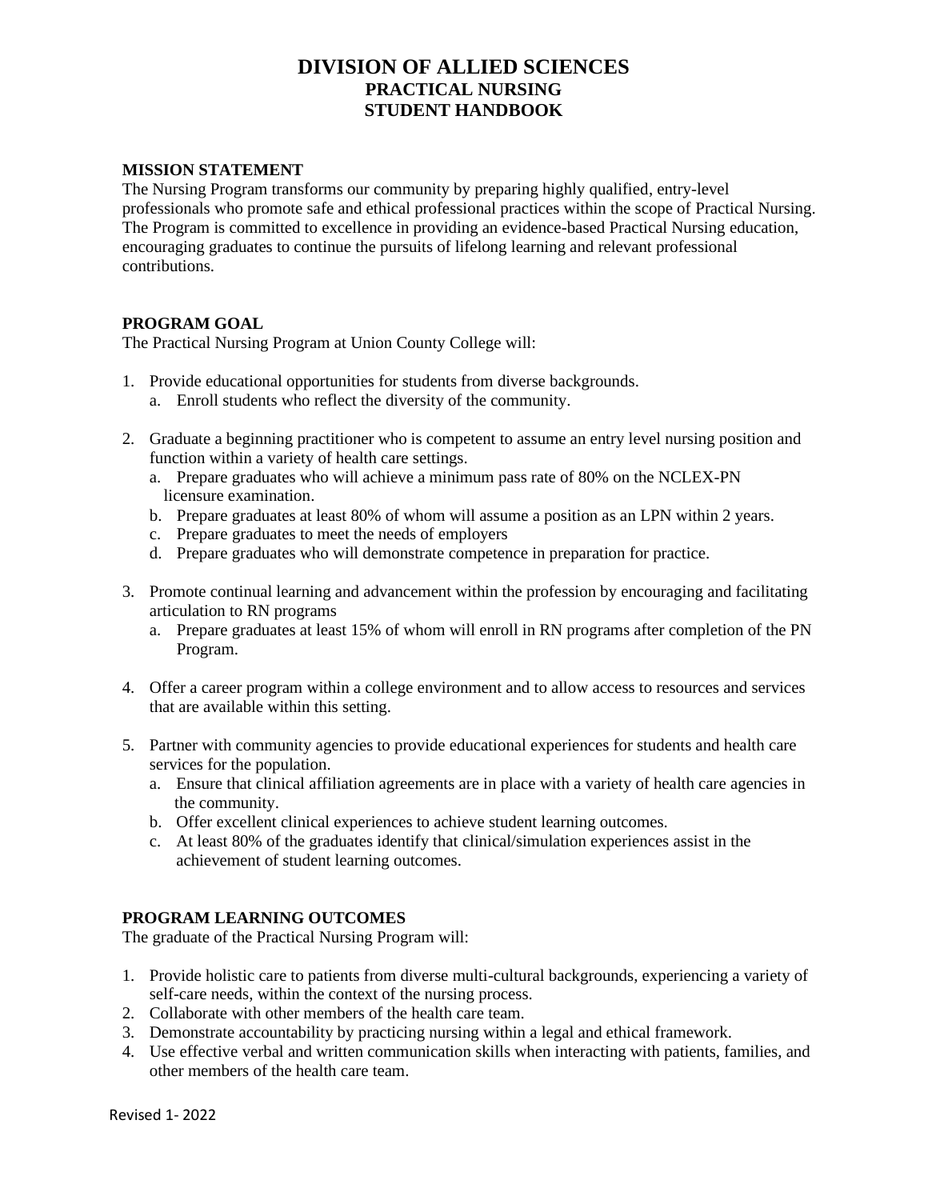# DIVISION OF ALLIED SCIENCES
## PRACTICAL NURSING
## STUDENT HANDBOOK

**MISSION STATEMENT**

The Nursing Program transforms our community by preparing highly qualified, entry-level professionals who promote safe and ethical professional practices within the scope of Practical Nursing. The Program is committed to excellence in providing an evidence-based Practical Nursing education, encouraging graduates to continue the pursuits of lifelong learning and relevant professional contributions.

**PROGRAM GOAL**

The Practical Nursing Program at Union County College will:

1. Provide educational opportunities for students from diverse backgrounds.
   a. Enroll students who reflect the diversity of the community.

2. Graduate a beginning practitioner who is competent to assume an entry level nursing position and function within a variety of health care settings.
   a. Prepare graduates who will achieve a minimum pass rate of 80% on the NCLEX-PN licensure examination.
   b. Prepare graduates at least 80% of whom will assume a position as an LPN within 2 years.
   c. Prepare graduates to meet the needs of employers
   d. Prepare graduates who will demonstrate competence in preparation for practice.

3. Promote continual learning and advancement within the profession by encouraging and facilitating articulation to RN programs
   a. Prepare graduates at least 15% of whom will enroll in RN programs after completion of the PN Program.

4. Offer a career program within a college environment and to allow access to resources and services that are available within this setting.

5. Partner with community agencies to provide educational experiences for students and health care services for the population.
   a. Ensure that clinical affiliation agreements are in place with a variety of health care agencies in the community.
   b. Offer excellent clinical experiences to achieve student learning outcomes.
   c. At least 80% of the graduates identify that clinical/simulation experiences assist in the achievement of student learning outcomes.

**PROGRAM LEARNING OUTCOMES**

The graduate of the Practical Nursing Program will:

1. Provide holistic care to patients from diverse multi-cultural backgrounds, experiencing a variety of self-care needs, within the context of the nursing process.
2. Collaborate with other members of the health care team.
3. Demonstrate accountability by practicing nursing within a legal and ethical framework.
4. Use effective verbal and written communication skills when interacting with patients, families, and other members of the health care team.

Revised 1- 2022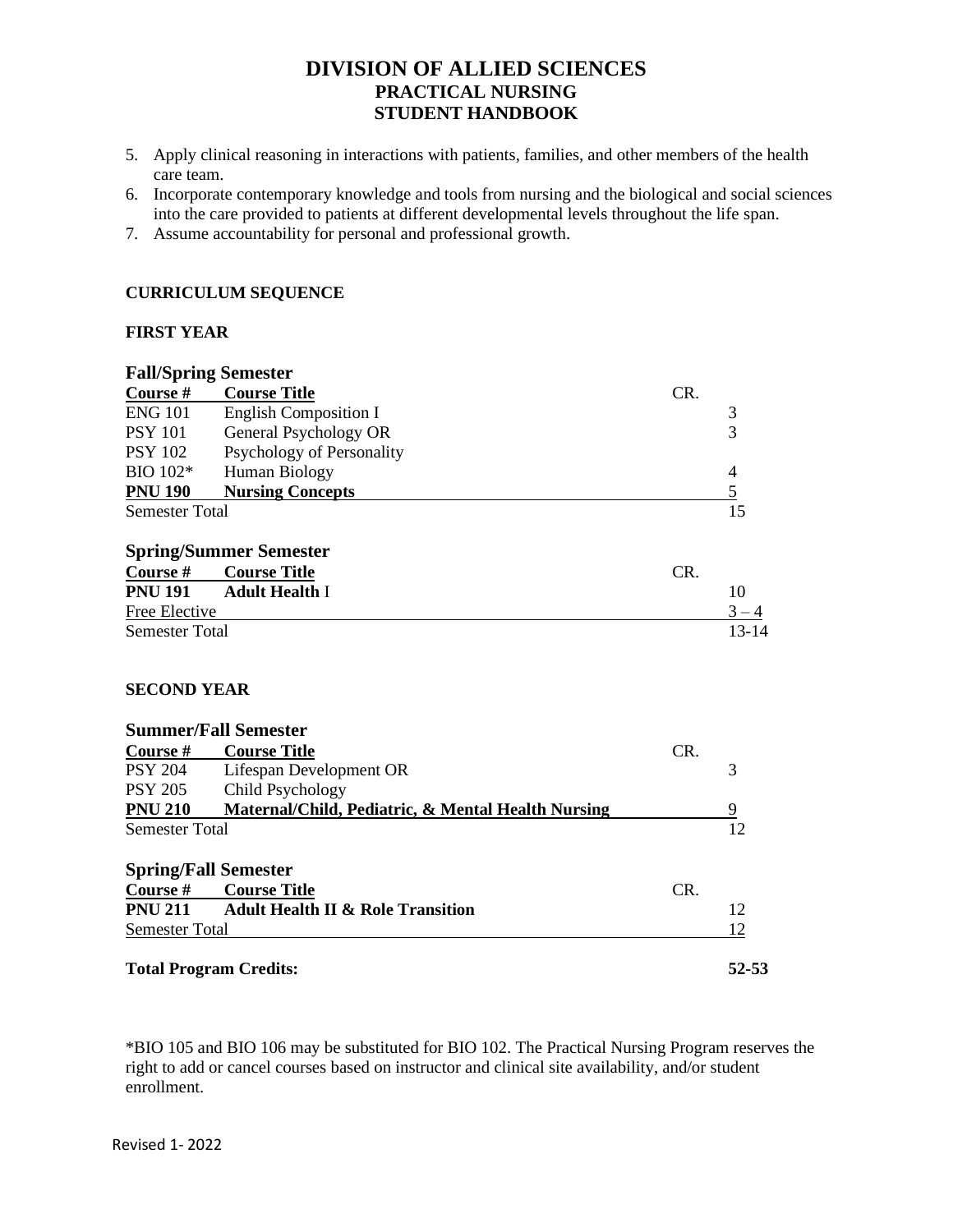5. Apply clinical reasoning in interactions with patients, families, and other members of the health care team.
6. Incorporate contemporary knowledge and tools from nursing and the biological and social sciences into the care provided to patients at different developmental levels throughout the life span.
7. Assume accountability for personal and professional growth.

## CURRICULUM SEQUENCE

### FIRST YEAR

#### Fall/Spring Semester

| Course # | Course Title | CR. |
|---|---|---|
| ENG 101 | English Composition I | 3 |
| PSY 101 | General Psychology OR | 3 |
| PSY 102 | Psychology of Personality | |
| BIO 102* | Human Biology | 4 |
| **PNU 190** | **Nursing Concepts** | 5 |
| Semester Total | | 15 |

#### Spring/Summer Semester

| Course # | Course Title | CR. |
|---|---|---|
| **PNU 191** | **Adult Health** I | 10 |
| Free Elective | | 3 – 4 |
| Semester Total | | 13-14 |

### SECOND YEAR

#### Summer/Fall Semester

| Course # | Course Title | CR. |
|---|---|---|
| PSY 204 | Lifespan Development OR | 3 |
| PSY 205 | Child Psychology | |
| **PNU 210** | **Maternal/Child, Pediatric, & Mental Health Nursing** | 9 |
| Semester Total | | 12 |

#### Spring/Fall Semester

| Course # | Course Title | CR. |
|---|---|---|
| **PNU 211** | **Adult Health II & Role Transition** | 12 |
| Semester Total | | 12 |

**Total Program Credits: 52-53**

*BIO 105 and BIO 106 may be substituted for BIO 102. The Practical Nursing Program reserves the right to add or cancel courses based on instructor and clinical site availability, and/or student enrollment.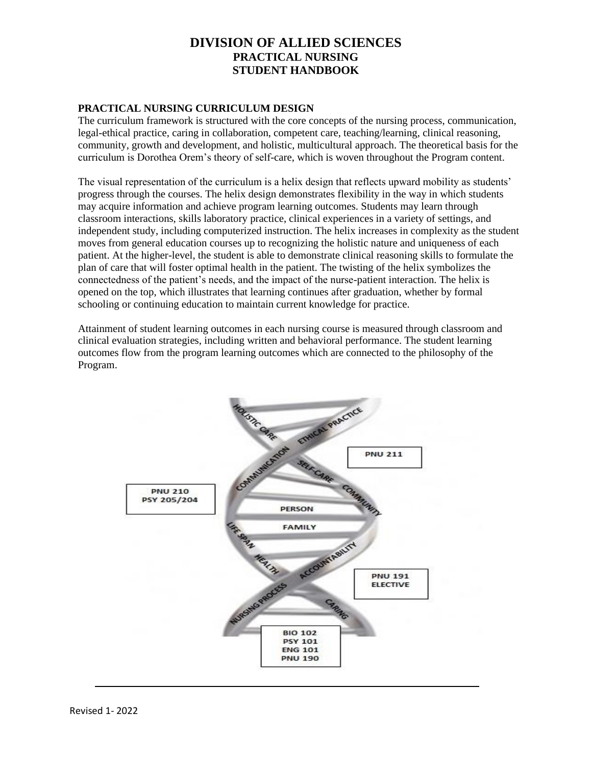# DIVISION OF ALLIED SCIENCES
## PRACTICAL NURSING
## STUDENT HANDBOOK

### PRACTICAL NURSING CURRICULUM DESIGN

The curriculum framework is structured with the core concepts of the nursing process, communication, legal-ethical practice, caring in collaboration, competent care, teaching/learning, clinical reasoning, community, growth and development, and holistic, multicultural approach. The theoretical basis for the curriculum is Dorothea Orem's theory of self-care, which is woven throughout the Program content.

The visual representation of the curriculum is a helix design that reflects upward mobility as students' progress through the courses. The helix design demonstrates flexibility in the way in which students may acquire information and achieve program learning outcomes. Students may learn through classroom interactions, skills laboratory practice, clinical experiences in a variety of settings, and independent study, including computerized instruction. The helix increases in complexity as the student moves from general education courses up to recognizing the holistic nature and uniqueness of each patient. At the higher-level, the student is able to demonstrate clinical reasoning skills to formulate the plan of care that will foster optimal health in the patient. The twisting of the helix symbolizes the connectedness of the patient's needs, and the impact of the nurse-patient interaction. The helix is opened on the top, which illustrates that learning continues after graduation, whether by formal schooling or continuing education to maintain current knowledge for practice.

Attainment of student learning outcomes in each nursing course is measured through classroom and clinical evaluation strategies, including written and behavioral performance. The student learning outcomes flow from the program learning outcomes which are connected to the philosophy of the Program.

HOLISTIC CARE, ETHICAL PRACTICE, COMMUNICATION, SELF-CARE, COMMUNITY, PERSON, FAMILY, LIFE SPAN, HEALTH, ACCOUNTABILITY, NURSING PROCESS, CARING

PNU 211

PNU 210
PSY 205/204

PNU 191
ELECTIVE

BIO 102
PSY 101
ENG 101
PNU 190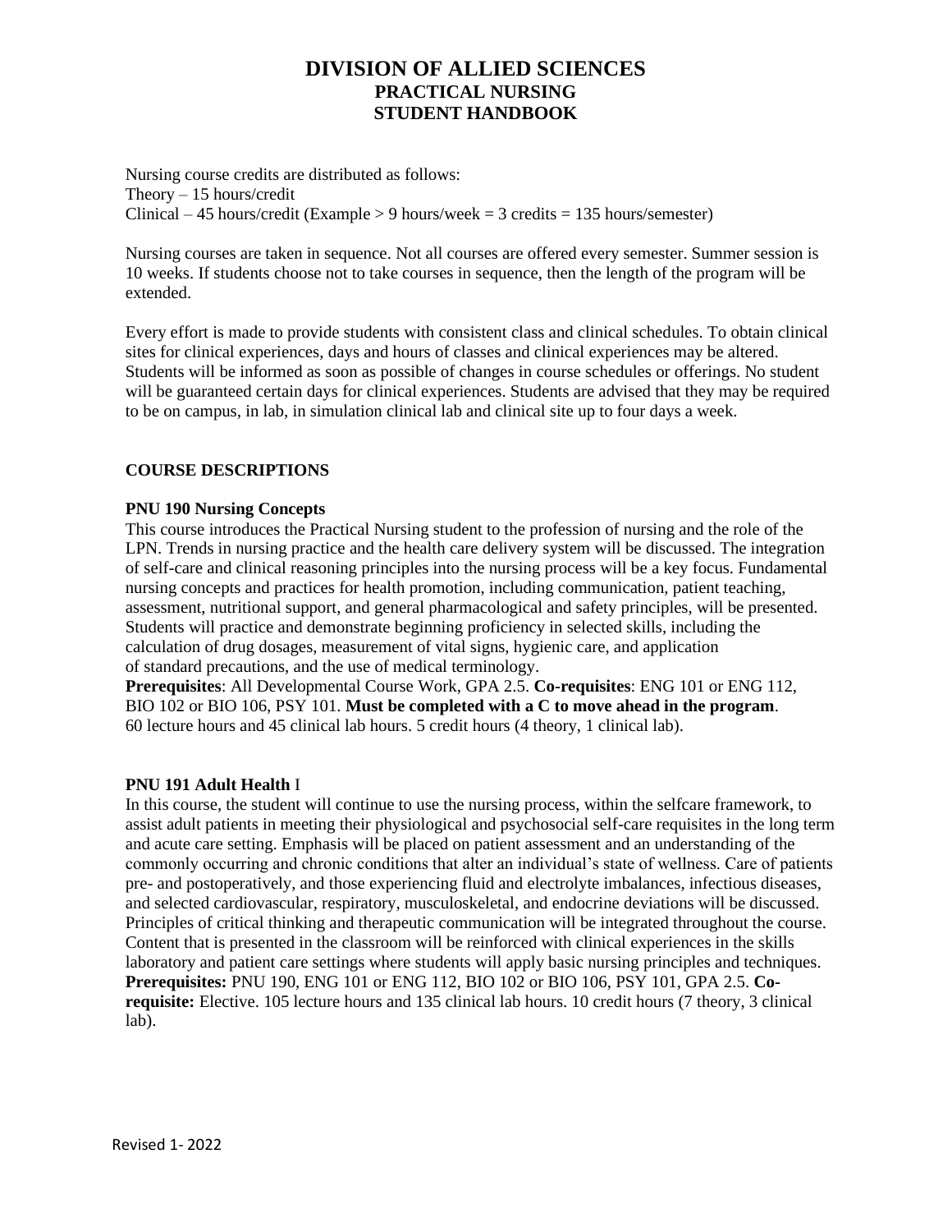# DIVISION OF ALLIED SCIENCES
## PRACTICAL NURSING
## STUDENT HANDBOOK

Nursing course credits are distributed as follows:
Theory – 15 hours/credit
Clinical – 45 hours/credit (Example > 9 hours/week = 3 credits = 135 hours/semester)

Nursing courses are taken in sequence. Not all courses are offered every semester. Summer session is 10 weeks. If students choose not to take courses in sequence, then the length of the program will be extended.

Every effort is made to provide students with consistent class and clinical schedules. To obtain clinical sites for clinical experiences, days and hours of classes and clinical experiences may be altered. Students will be informed as soon as possible of changes in course schedules or offerings. No student will be guaranteed certain days for clinical experiences. Students are advised that they may be required to be on campus, in lab, in simulation clinical lab and clinical site up to four days a week.

### COURSE DESCRIPTIONS

**PNU 190 Nursing Concepts**
This course introduces the Practical Nursing student to the profession of nursing and the role of the LPN. Trends in nursing practice and the health care delivery system will be discussed. The integration of self-care and clinical reasoning principles into the nursing process will be a key focus. Fundamental nursing concepts and practices for health promotion, including communication, patient teaching, assessment, nutritional support, and general pharmacological and safety principles, will be presented. Students will practice and demonstrate beginning proficiency in selected skills, including the calculation of drug dosages, measurement of vital signs, hygienic care, and application of standard precautions, and the use of medical terminology.
**Prerequisites**: All Developmental Course Work, GPA 2.5. **Co-requisites**: ENG 101 or ENG 112, BIO 102 or BIO 106, PSY 101. **Must be completed with a C to move ahead in the program**.
60 lecture hours and 45 clinical lab hours. 5 credit hours (4 theory, 1 clinical lab).

**PNU 191 Adult Health** I
In this course, the student will continue to use the nursing process, within the selfcare framework, to assist adult patients in meeting their physiological and psychosocial self-care requisites in the long term and acute care setting. Emphasis will be placed on patient assessment and an understanding of the commonly occurring and chronic conditions that alter an individual's state of wellness. Care of patients pre- and postoperatively, and those experiencing fluid and electrolyte imbalances, infectious diseases, and selected cardiovascular, respiratory, musculoskeletal, and endocrine deviations will be discussed. Principles of critical thinking and therapeutic communication will be integrated throughout the course. Content that is presented in the classroom will be reinforced with clinical experiences in the skills laboratory and patient care settings where students will apply basic nursing principles and techniques.
**Prerequisites:** PNU 190, ENG 101 or ENG 112, BIO 102 or BIO 106, PSY 101, GPA 2.5. **Co-requisite:** Elective. 105 lecture hours and 135 clinical lab hours. 10 credit hours (7 theory, 3 clinical lab).

Revised 1- 2022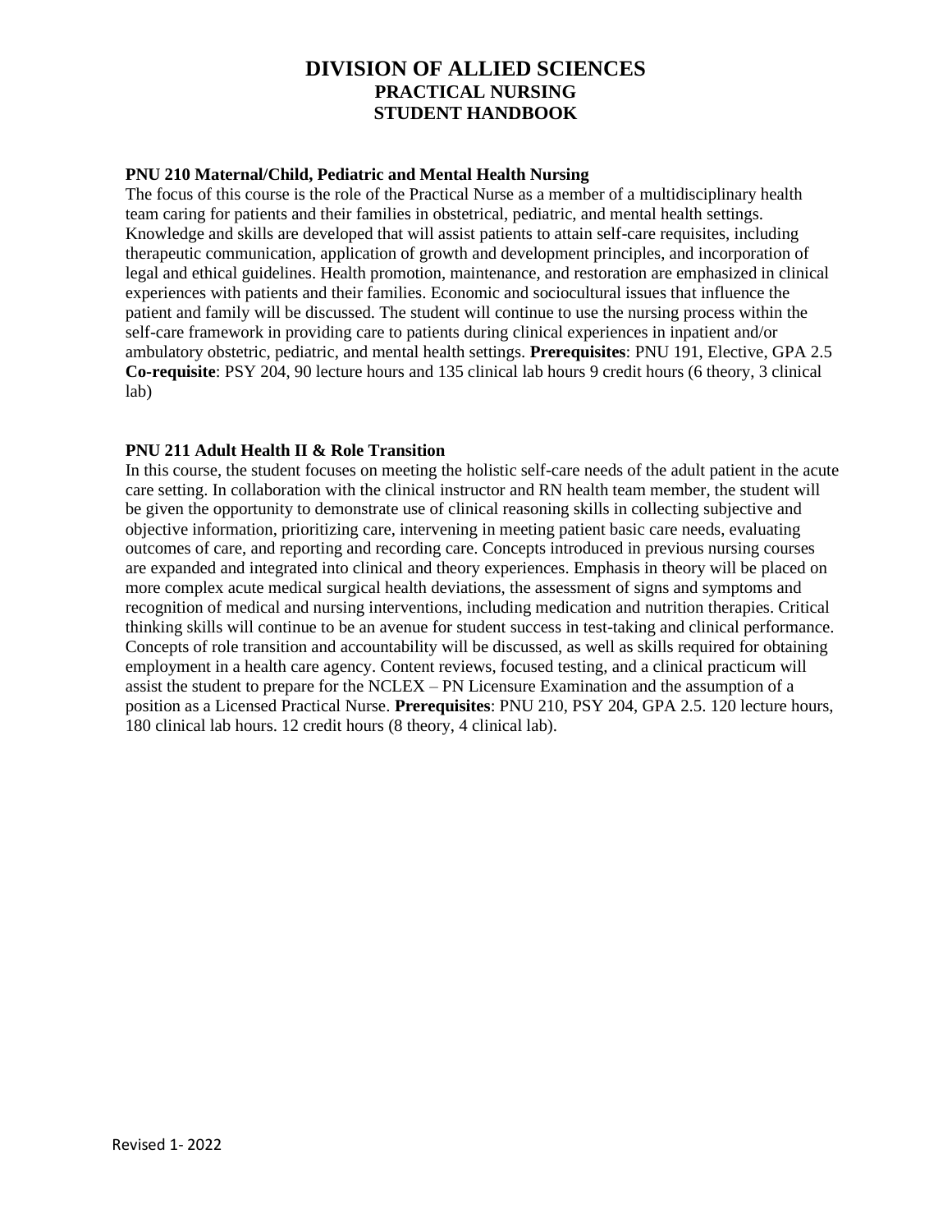**PNU 210 Maternal/Child, Pediatric and Mental Health Nursing**

The focus of this course is the role of the Practical Nurse as a member of a multidisciplinary health team caring for patients and their families in obstetrical, pediatric, and mental health settings. Knowledge and skills are developed that will assist patients to attain self-care requisites, including therapeutic communication, application of growth and development principles, and incorporation of legal and ethical guidelines. Health promotion, maintenance, and restoration are emphasized in clinical experiences with patients and their families. Economic and sociocultural issues that influence the patient and family will be discussed. The student will continue to use the nursing process within the self-care framework in providing care to patients during clinical experiences in inpatient and/or ambulatory obstetric, pediatric, and mental health settings. **Prerequisites**: PNU 191, Elective, GPA 2.5 **Co-requisite**: PSY 204, 90 lecture hours and 135 clinical lab hours 9 credit hours (6 theory, 3 clinical lab)

**PNU 211 Adult Health II & Role Transition**

In this course, the student focuses on meeting the holistic self-care needs of the adult patient in the acute care setting. In collaboration with the clinical instructor and RN health team member, the student will be given the opportunity to demonstrate use of clinical reasoning skills in collecting subjective and objective information, prioritizing care, intervening in meeting patient basic care needs, evaluating outcomes of care, and reporting and recording care. Concepts introduced in previous nursing courses are expanded and integrated into clinical and theory experiences. Emphasis in theory will be placed on more complex acute medical surgical health deviations, the assessment of signs and symptoms and recognition of medical and nursing interventions, including medication and nutrition therapies. Critical thinking skills will continue to be an avenue for student success in test-taking and clinical performance. Concepts of role transition and accountability will be discussed, as well as skills required for obtaining employment in a health care agency. Content reviews, focused testing, and a clinical practicum will assist the student to prepare for the NCLEX – PN Licensure Examination and the assumption of a position as a Licensed Practical Nurse. **Prerequisites**: PNU 210, PSY 204, GPA 2.5. 120 lecture hours, 180 clinical lab hours. 12 credit hours (8 theory, 4 clinical lab).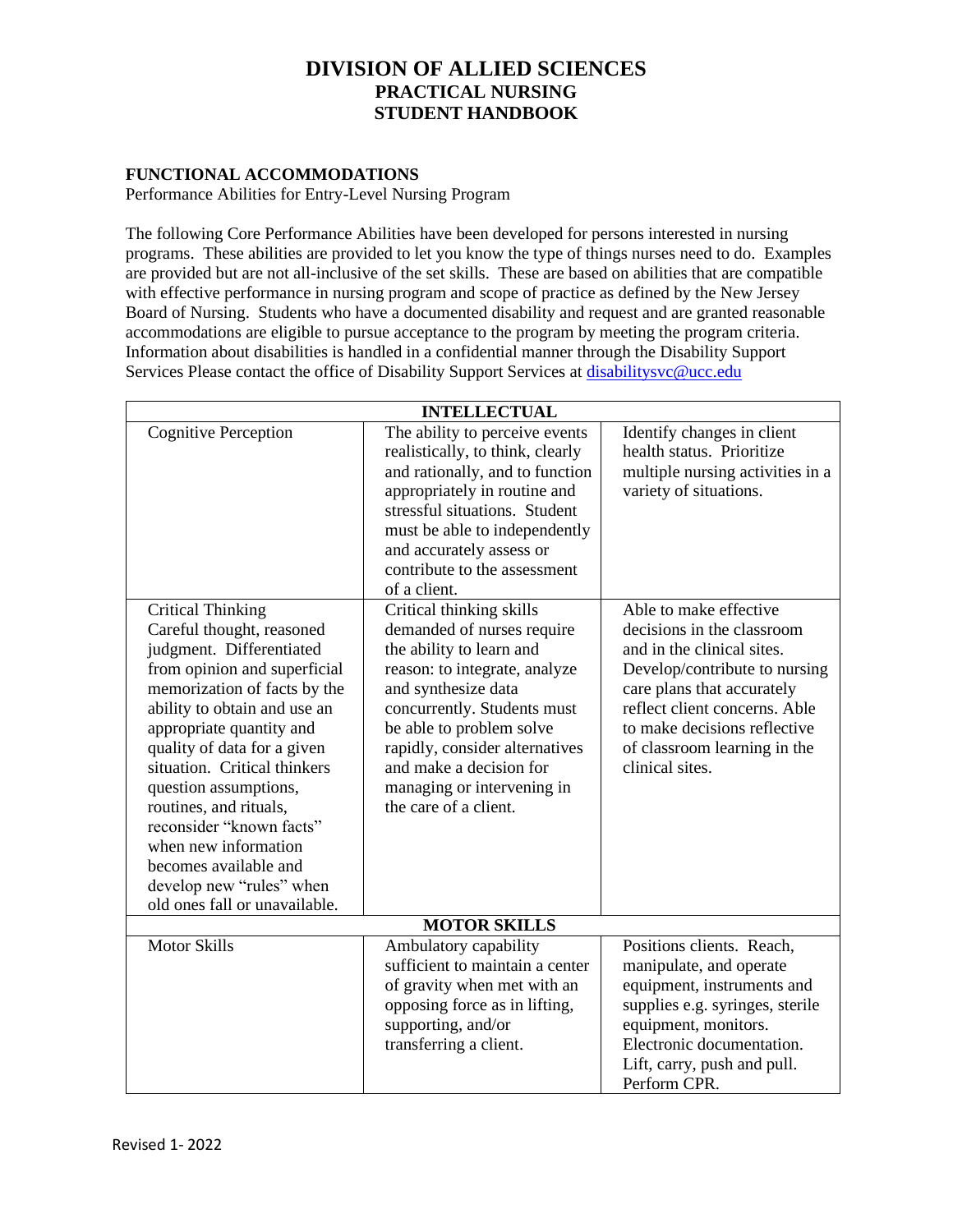# DIVISION OF ALLIED SCIENCES
## PRACTICAL NURSING
## STUDENT HANDBOOK

**FUNCTIONAL ACCOMMODATIONS**

Performance Abilities for Entry-Level Nursing Program

The following Core Performance Abilities have been developed for persons interested in nursing programs. These abilities are provided to let you know the type of things nurses need to do. Examples are provided but are not all-inclusive of the set skills. These are based on abilities that are compatible with effective performance in nursing program and scope of practice as defined by the New Jersey Board of Nursing. Students who have a documented disability and request and are granted reasonable accommodations are eligible to pursue acceptance to the program by meeting the program criteria. Information about disabilities is handled in a confidential manner through the Disability Support Services Please contact the office of Disability Support Services at disabilitysvc@ucc.edu

| **INTELLECTUAL** | | |
|---|---|---|
| Cognitive Perception | The ability to perceive events realistically, to think, clearly and rationally, and to function appropriately in routine and stressful situations. Student must be able to independently and accurately assess or contribute to the assessment of a client. | Identify changes in client health status. Prioritize multiple nursing activities in a variety of situations. |
| Critical Thinking Careful thought, reasoned judgment. Differentiated from opinion and superficial memorization of facts by the ability to obtain and use an appropriate quantity and quality of data for a given situation. Critical thinkers question assumptions, routines, and rituals, reconsider "known facts" when new information becomes available and develop new "rules" when old ones fall or unavailable. | Critical thinking skills demanded of nurses require the ability to learn and reason: to integrate, analyze and synthesize data concurrently. Students must be able to problem solve rapidly, consider alternatives and make a decision for managing or intervening in the care of a client. | Able to make effective decisions in the classroom and in the clinical sites. Develop/contribute to nursing care plans that accurately reflect client concerns. Able to make decisions reflective of classroom learning in the clinical sites. |
| **MOTOR SKILLS** | | |
| Motor Skills | Ambulatory capability sufficient to maintain a center of gravity when met with an opposing force as in lifting, supporting, and/or transferring a client. | Positions clients. Reach, manipulate, and operate equipment, instruments and supplies e.g. syringes, sterile equipment, monitors. Electronic documentation. Lift, carry, push and pull. Perform CPR. |

Revised 1- 2022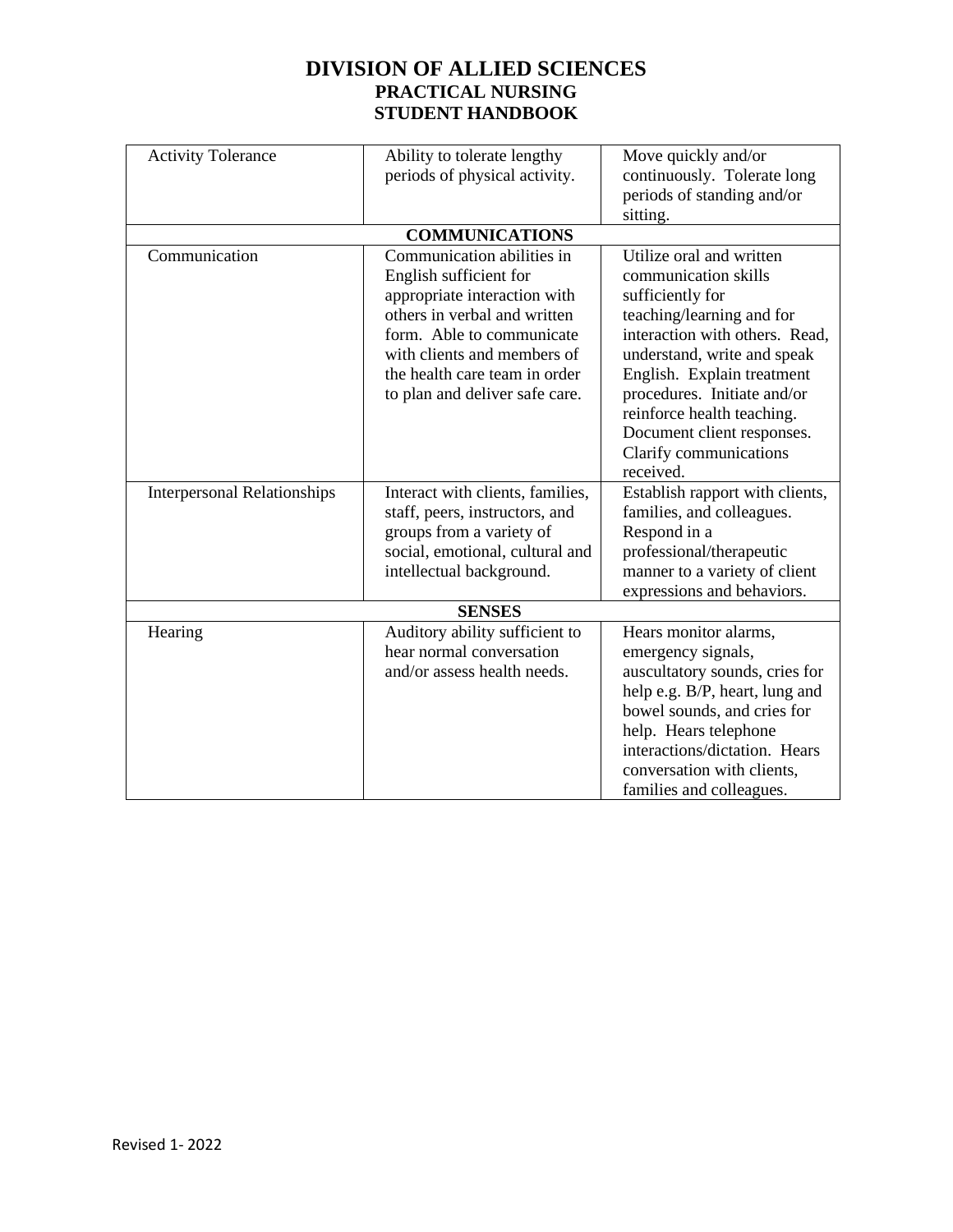| | | |
|---|---|---|
| Activity Tolerance | Ability to tolerate lengthy periods of physical activity. | Move quickly and/or continuously. Tolerate long periods of standing and/or sitting. |
| **COMMUNICATIONS** | | |
| Communication | Communication abilities in English sufficient for appropriate interaction with others in verbal and written form. Able to communicate with clients and members of the health care team in order to plan and deliver safe care. | Utilize oral and written communication skills sufficiently for teaching/learning and for interaction with others. Read, understand, write and speak English. Explain treatment procedures. Initiate and/or reinforce health teaching. Document client responses. Clarify communications received. |
| Interpersonal Relationships | Interact with clients, families, staff, peers, instructors, and groups from a variety of social, emotional, cultural and intellectual background. | Establish rapport with clients, families, and colleagues. Respond in a professional/therapeutic manner to a variety of client expressions and behaviors. |
| **SENSES** | | |
| Hearing | Auditory ability sufficient to hear normal conversation and/or assess health needs. | Hears monitor alarms, emergency signals, auscultatory sounds, cries for help e.g. B/P, heart, lung and bowel sounds, and cries for help. Hears telephone interactions/dictation. Hears conversation with clients, families and colleagues. |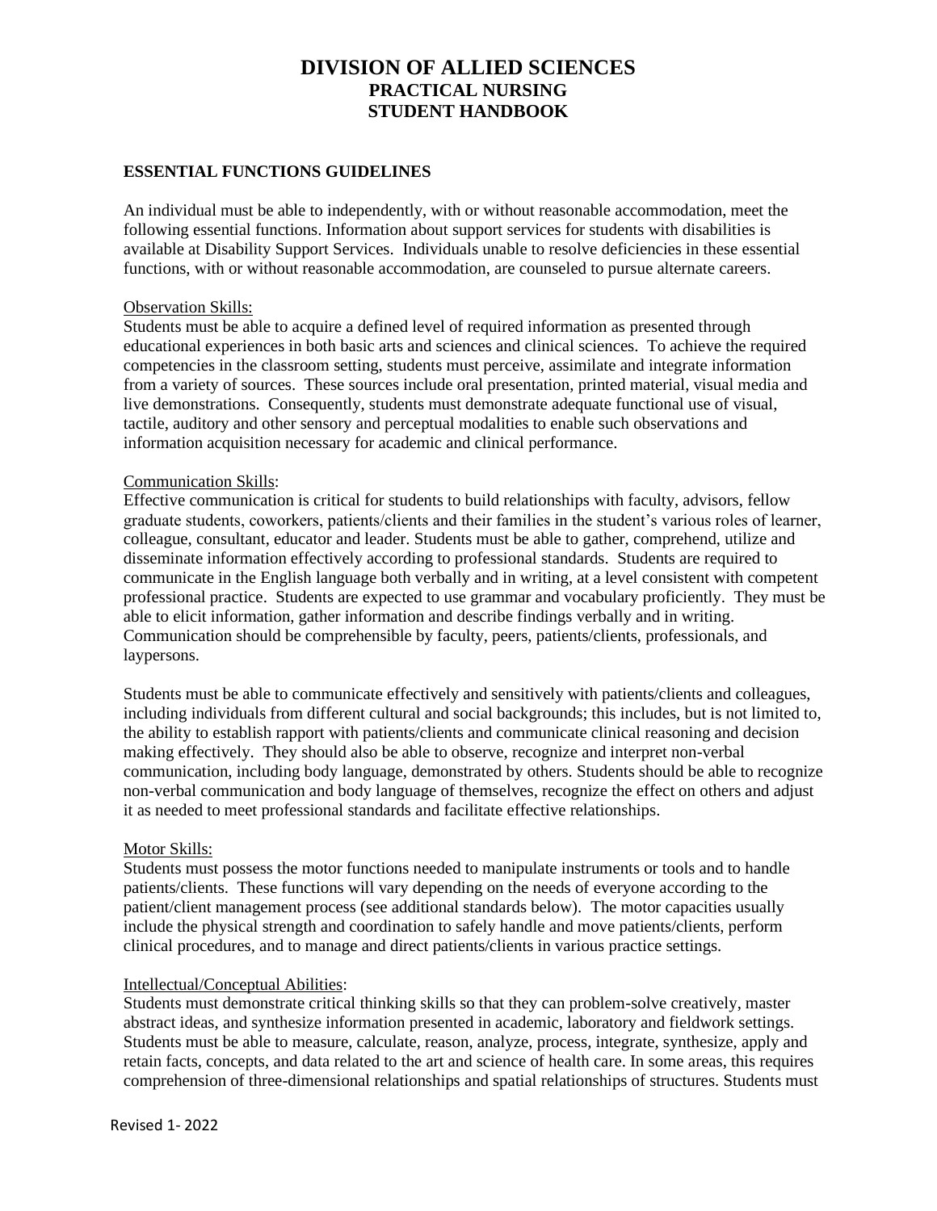# DIVISION OF ALLIED SCIENCES
## PRACTICAL NURSING
## STUDENT HANDBOOK

### ESSENTIAL FUNCTIONS GUIDELINES

An individual must be able to independently, with or without reasonable accommodation, meet the following essential functions. Information about support services for students with disabilities is available at Disability Support Services. Individuals unable to resolve deficiencies in these essential functions, with or without reasonable accommodation, are counseled to pursue alternate careers.

Observation Skills:
Students must be able to acquire a defined level of required information as presented through educational experiences in both basic arts and sciences and clinical sciences. To achieve the required competencies in the classroom setting, students must perceive, assimilate and integrate information from a variety of sources. These sources include oral presentation, printed material, visual media and live demonstrations. Consequently, students must demonstrate adequate functional use of visual, tactile, auditory and other sensory and perceptual modalities to enable such observations and information acquisition necessary for academic and clinical performance.

Communication Skills:
Effective communication is critical for students to build relationships with faculty, advisors, fellow graduate students, coworkers, patients/clients and their families in the student's various roles of learner, colleague, consultant, educator and leader. Students must be able to gather, comprehend, utilize and disseminate information effectively according to professional standards. Students are required to communicate in the English language both verbally and in writing, at a level consistent with competent professional practice. Students are expected to use grammar and vocabulary proficiently. They must be able to elicit information, gather information and describe findings verbally and in writing. Communication should be comprehensible by faculty, peers, patients/clients, professionals, and laypersons.

Students must be able to communicate effectively and sensitively with patients/clients and colleagues, including individuals from different cultural and social backgrounds; this includes, but is not limited to, the ability to establish rapport with patients/clients and communicate clinical reasoning and decision making effectively. They should also be able to observe, recognize and interpret non-verbal communication, including body language, demonstrated by others. Students should be able to recognize non-verbal communication and body language of themselves, recognize the effect on others and adjust it as needed to meet professional standards and facilitate effective relationships.

Motor Skills:
Students must possess the motor functions needed to manipulate instruments or tools and to handle patients/clients. These functions will vary depending on the needs of everyone according to the patient/client management process (see additional standards below). The motor capacities usually include the physical strength and coordination to safely handle and move patients/clients, perform clinical procedures, and to manage and direct patients/clients in various practice settings.

Intellectual/Conceptual Abilities:
Students must demonstrate critical thinking skills so that they can problem-solve creatively, master abstract ideas, and synthesize information presented in academic, laboratory and fieldwork settings. Students must be able to measure, calculate, reason, analyze, process, integrate, synthesize, apply and retain facts, concepts, and data related to the art and science of health care. In some areas, this requires comprehension of three-dimensional relationships and spatial relationships of structures. Students must

Revised 1- 2022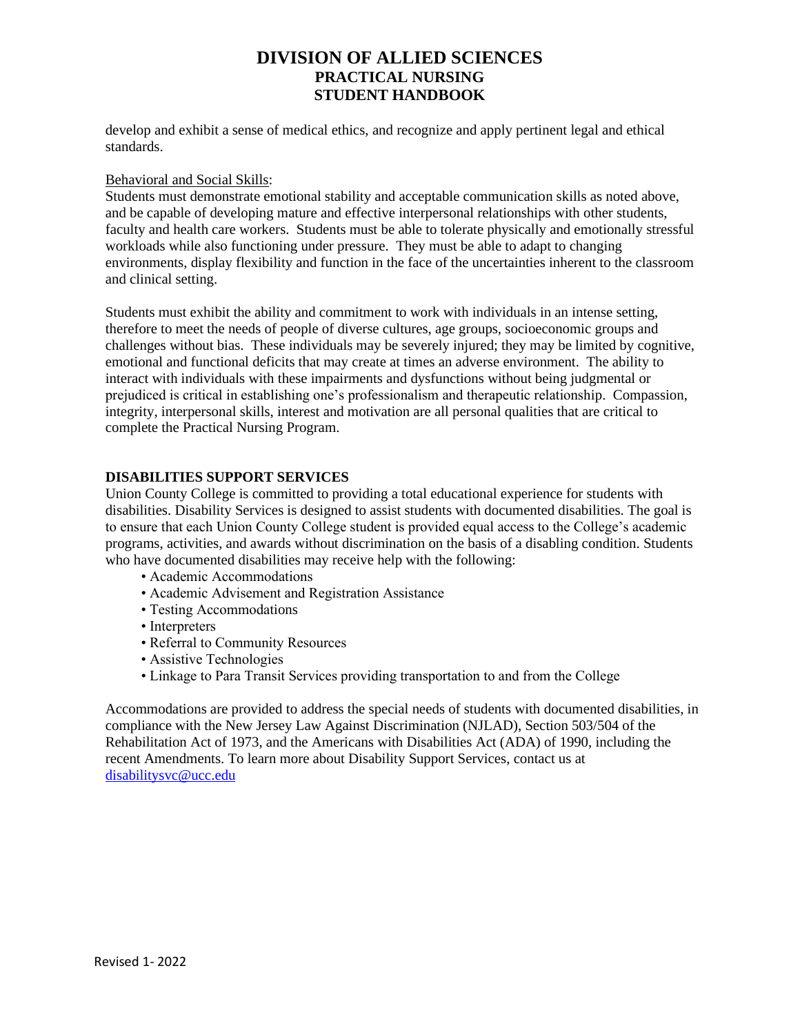develop and exhibit a sense of medical ethics, and recognize and apply pertinent legal and ethical standards.

Behavioral and Social Skills:

Students must demonstrate emotional stability and acceptable communication skills as noted above, and be capable of developing mature and effective interpersonal relationships with other students, faculty and health care workers. Students must be able to tolerate physically and emotionally stressful workloads while also functioning under pressure. They must be able to adapt to changing environments, display flexibility and function in the face of the uncertainties inherent to the classroom and clinical setting.

Students must exhibit the ability and commitment to work with individuals in an intense setting, therefore to meet the needs of people of diverse cultures, age groups, socioeconomic groups and challenges without bias. These individuals may be severely injured; they may be limited by cognitive, emotional and functional deficits that may create at times an adverse environment. The ability to interact with individuals with these impairments and dysfunctions without being judgmental or prejudiced is critical in establishing one's professionalism and therapeutic relationship. Compassion, integrity, interpersonal skills, interest and motivation are all personal qualities that are critical to complete the Practical Nursing Program.

## DISABILITIES SUPPORT SERVICES

Union County College is committed to providing a total educational experience for students with disabilities. Disability Services is designed to assist students with documented disabilities. The goal is to ensure that each Union County College student is provided equal access to the College's academic programs, activities, and awards without discrimination on the basis of a disabling condition. Students who have documented disabilities may receive help with the following:

- Academic Accommodations
- Academic Advisement and Registration Assistance
- Testing Accommodations
- Interpreters
- Referral to Community Resources
- Assistive Technologies
- Linkage to Para Transit Services providing transportation to and from the College

Accommodations are provided to address the special needs of students with documented disabilities, in compliance with the New Jersey Law Against Discrimination (NJLAD), Section 503/504 of the Rehabilitation Act of 1973, and the Americans with Disabilities Act (ADA) of 1990, including the recent Amendments. To learn more about Disability Support Services, contact us at disabilitysvc@ucc.edu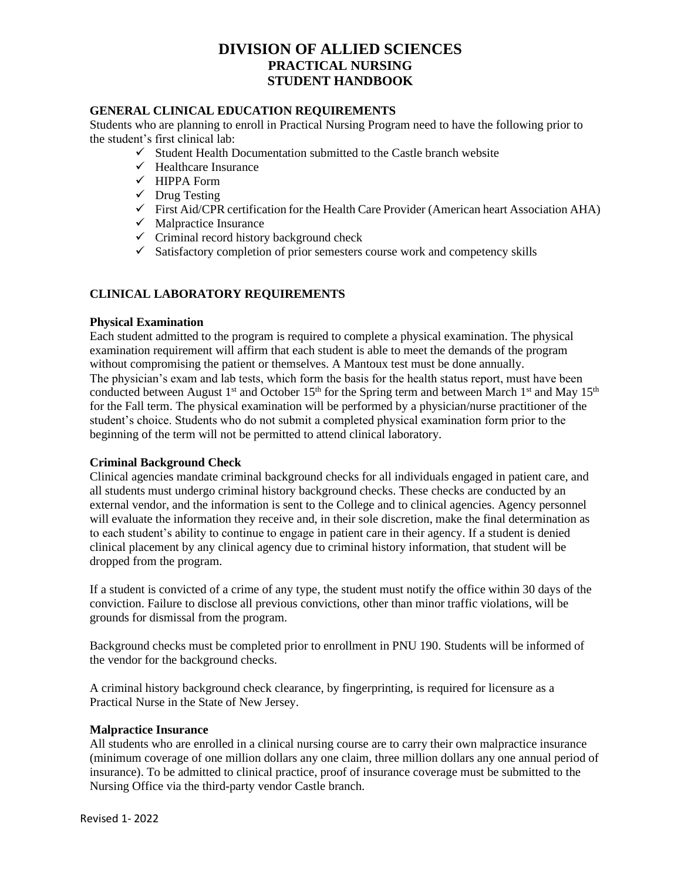# DIVISION OF ALLIED SCIENCES
## PRACTICAL NURSING
## STUDENT HANDBOOK

### GENERAL CLINICAL EDUCATION REQUIREMENTS

Students who are planning to enroll in Practical Nursing Program need to have the following prior to the student's first clinical lab:

- ✓ Student Health Documentation submitted to the Castle branch website
- ✓ Healthcare Insurance
- ✓ HIPPA Form
- ✓ Drug Testing
- ✓ First Aid/CPR certification for the Health Care Provider (American heart Association AHA)
- ✓ Malpractice Insurance
- ✓ Criminal record history background check
- ✓ Satisfactory completion of prior semesters course work and competency skills

### CLINICAL LABORATORY REQUIREMENTS

**Physical Examination**

Each student admitted to the program is required to complete a physical examination. The physical examination requirement will affirm that each student is able to meet the demands of the program without compromising the patient or themselves. A Mantoux test must be done annually.
The physician's exam and lab tests, which form the basis for the health status report, must have been conducted between August 1st and October 15th for the Spring term and between March 1st and May 15th for the Fall term. The physical examination will be performed by a physician/nurse practitioner of the student's choice. Students who do not submit a completed physical examination form prior to the beginning of the term will not be permitted to attend clinical laboratory.

**Criminal Background Check**

Clinical agencies mandate criminal background checks for all individuals engaged in patient care, and all students must undergo criminal history background checks. These checks are conducted by an external vendor, and the information is sent to the College and to clinical agencies. Agency personnel will evaluate the information they receive and, in their sole discretion, make the final determination as to each student's ability to continue to engage in patient care in their agency. If a student is denied clinical placement by any clinical agency due to criminal history information, that student will be dropped from the program.

If a student is convicted of a crime of any type, the student must notify the office within 30 days of the conviction. Failure to disclose all previous convictions, other than minor traffic violations, will be grounds for dismissal from the program.

Background checks must be completed prior to enrollment in PNU 190. Students will be informed of the vendor for the background checks.

A criminal history background check clearance, by fingerprinting, is required for licensure as a Practical Nurse in the State of New Jersey.

**Malpractice Insurance**

All students who are enrolled in a clinical nursing course are to carry their own malpractice insurance (minimum coverage of one million dollars any one claim, three million dollars any one annual period of insurance). To be admitted to clinical practice, proof of insurance coverage must be submitted to the Nursing Office via the third-party vendor Castle branch.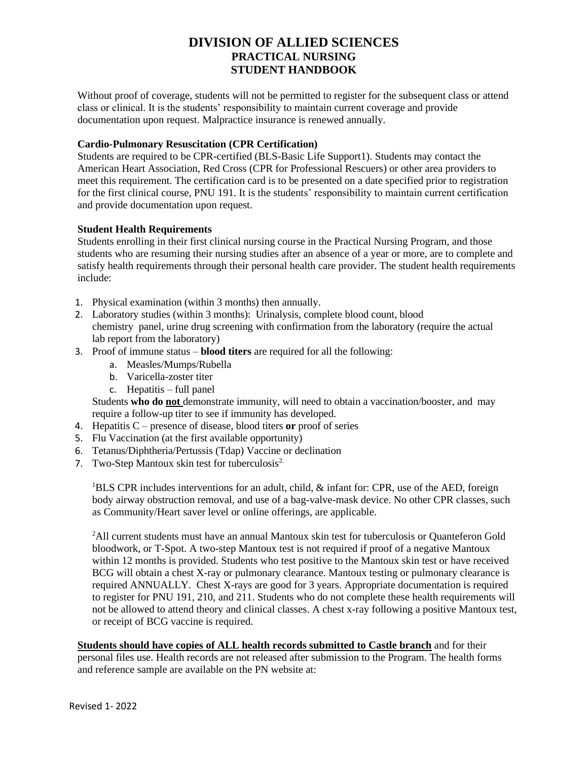Without proof of coverage, students will not be permitted to register for the subsequent class or attend class or clinical. It is the students' responsibility to maintain current coverage and provide documentation upon request. Malpractice insurance is renewed annually.

**Cardio-Pulmonary Resuscitation (CPR Certification)**

Students are required to be CPR-certified (BLS-Basic Life Support[1]). Students may contact the American Heart Association, Red Cross (CPR for Professional Rescuers) or other area providers to meet this requirement. The certification card is to be presented on a date specified prior to registration for the first clinical course, PNU 191. It is the students' responsibility to maintain current certification and provide documentation upon request.

**Student Health Requirements**

Students enrolling in their first clinical nursing course in the Practical Nursing Program, and those students who are resuming their nursing studies after an absence of a year or more, are to complete and satisfy health requirements through their personal health care provider. The student health requirements include:

1. Physical examination (within 3 months) then annually.
2. Laboratory studies (within 3 months): Urinalysis, complete blood count, blood chemistry panel, urine drug screening with confirmation from the laboratory (require the actual lab report from the laboratory)
3. Proof of immune status – **blood titers** are required for all the following:
   a. Measles/Mumps/Rubella
   b. Varicella-zoster titer
   c. Hepatitis – full panel

   Students **who do <u>not</u>** demonstrate immunity, will need to obtain a vaccination/booster, and may require a follow-up titer to see if immunity has developed.
4. Hepatitis C – presence of disease, blood titers **or** proof of series
5. Flu Vaccination (at the first available opportunity)
6. Tetanus/Diphtheria/Pertussis (Tdap) Vaccine or declination
7. Two-Step Mantoux skin test for tuberculosis[2]

[1]BLS CPR includes interventions for an adult, child, & infant for: CPR, use of the AED, foreign body airway obstruction removal, and use of a bag-valve-mask device. No other CPR classes, such as Community/Heart saver level or online offerings, are applicable.

[2]All current students must have an annual Mantoux skin test for tuberculosis or Quanteferon Gold bloodwork, or T-Spot. A two-step Mantoux test is not required if proof of a negative Mantoux within 12 months is provided. Students who test positive to the Mantoux skin test or have received BCG will obtain a chest X-ray or pulmonary clearance. Mantoux testing or pulmonary clearance is required ANNUALLY. Chest X-rays are good for 3 years. Appropriate documentation is required to register for PNU 191, 210, and 211. Students who do not complete these health requirements will not be allowed to attend theory and clinical classes. A chest x-ray following a positive Mantoux test, or receipt of BCG vaccine is required.

**<u>Students should have copies of ALL health records submitted to Castle branch</u>** and for their personal files use. Health records are not released after submission to the Program. The health forms and reference sample are available on the PN website at: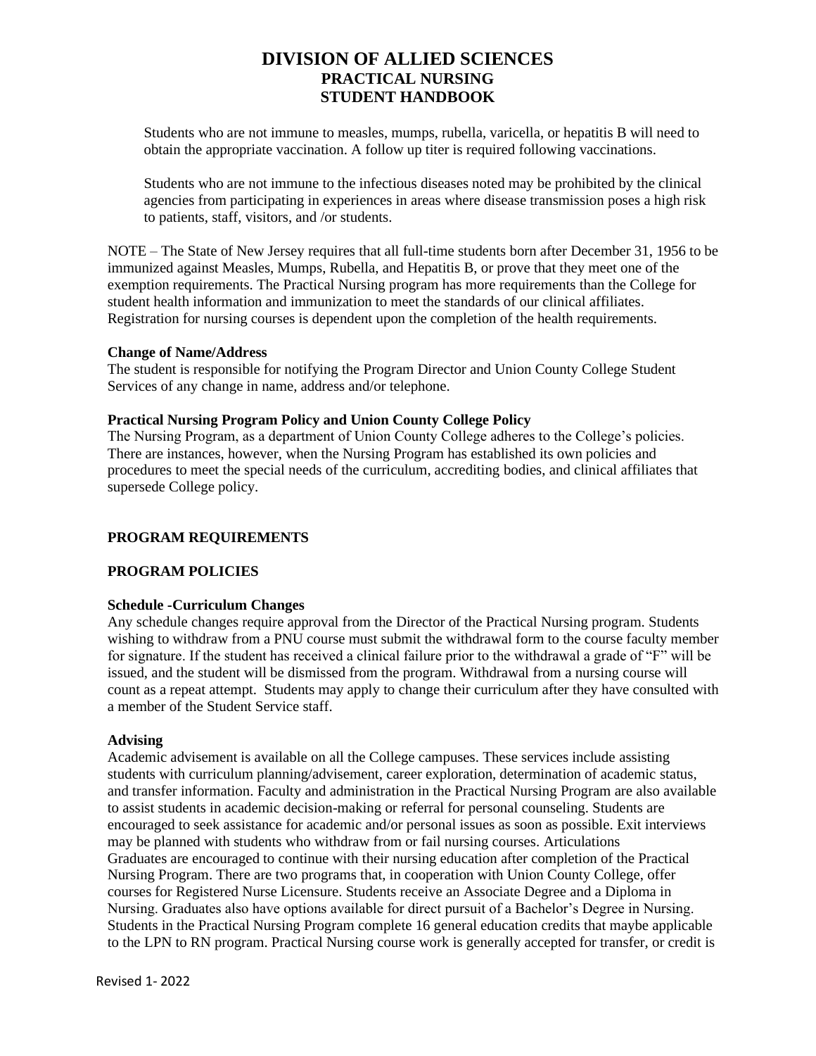Students who are not immune to measles, mumps, rubella, varicella, or hepatitis B will need to obtain the appropriate vaccination. A follow up titer is required following vaccinations.

Students who are not immune to the infectious diseases noted may be prohibited by the clinical agencies from participating in experiences in areas where disease transmission poses a high risk to patients, staff, visitors, and /or students.

NOTE – The State of New Jersey requires that all full-time students born after December 31, 1956 to be immunized against Measles, Mumps, Rubella, and Hepatitis B, or prove that they meet one of the exemption requirements. The Practical Nursing program has more requirements than the College for student health information and immunization to meet the standards of our clinical affiliates. Registration for nursing courses is dependent upon the completion of the health requirements.

**Change of Name/Address**

The student is responsible for notifying the Program Director and Union County College Student Services of any change in name, address and/or telephone.

**Practical Nursing Program Policy and Union County College Policy**

The Nursing Program, as a department of Union County College adheres to the College's policies. There are instances, however, when the Nursing Program has established its own policies and procedures to meet the special needs of the curriculum, accrediting bodies, and clinical affiliates that supersede College policy.

## PROGRAM REQUIREMENTS

## PROGRAM POLICIES

**Schedule -Curriculum Changes**

Any schedule changes require approval from the Director of the Practical Nursing program. Students wishing to withdraw from a PNU course must submit the withdrawal form to the course faculty member for signature. If the student has received a clinical failure prior to the withdrawal a grade of "F" will be issued, and the student will be dismissed from the program. Withdrawal from a nursing course will count as a repeat attempt. Students may apply to change their curriculum after they have consulted with a member of the Student Service staff.

**Advising**

Academic advisement is available on all the College campuses. These services include assisting students with curriculum planning/advisement, career exploration, determination of academic status, and transfer information. Faculty and administration in the Practical Nursing Program are also available to assist students in academic decision-making or referral for personal counseling. Students are encouraged to seek assistance for academic and/or personal issues as soon as possible. Exit interviews may be planned with students who withdraw from or fail nursing courses. Articulations

Graduates are encouraged to continue with their nursing education after completion of the Practical Nursing Program. There are two programs that, in cooperation with Union County College, offer courses for Registered Nurse Licensure. Students receive an Associate Degree and a Diploma in Nursing. Graduates also have options available for direct pursuit of a Bachelor's Degree in Nursing. Students in the Practical Nursing Program complete 16 general education credits that maybe applicable to the LPN to RN program. Practical Nursing course work is generally accepted for transfer, or credit is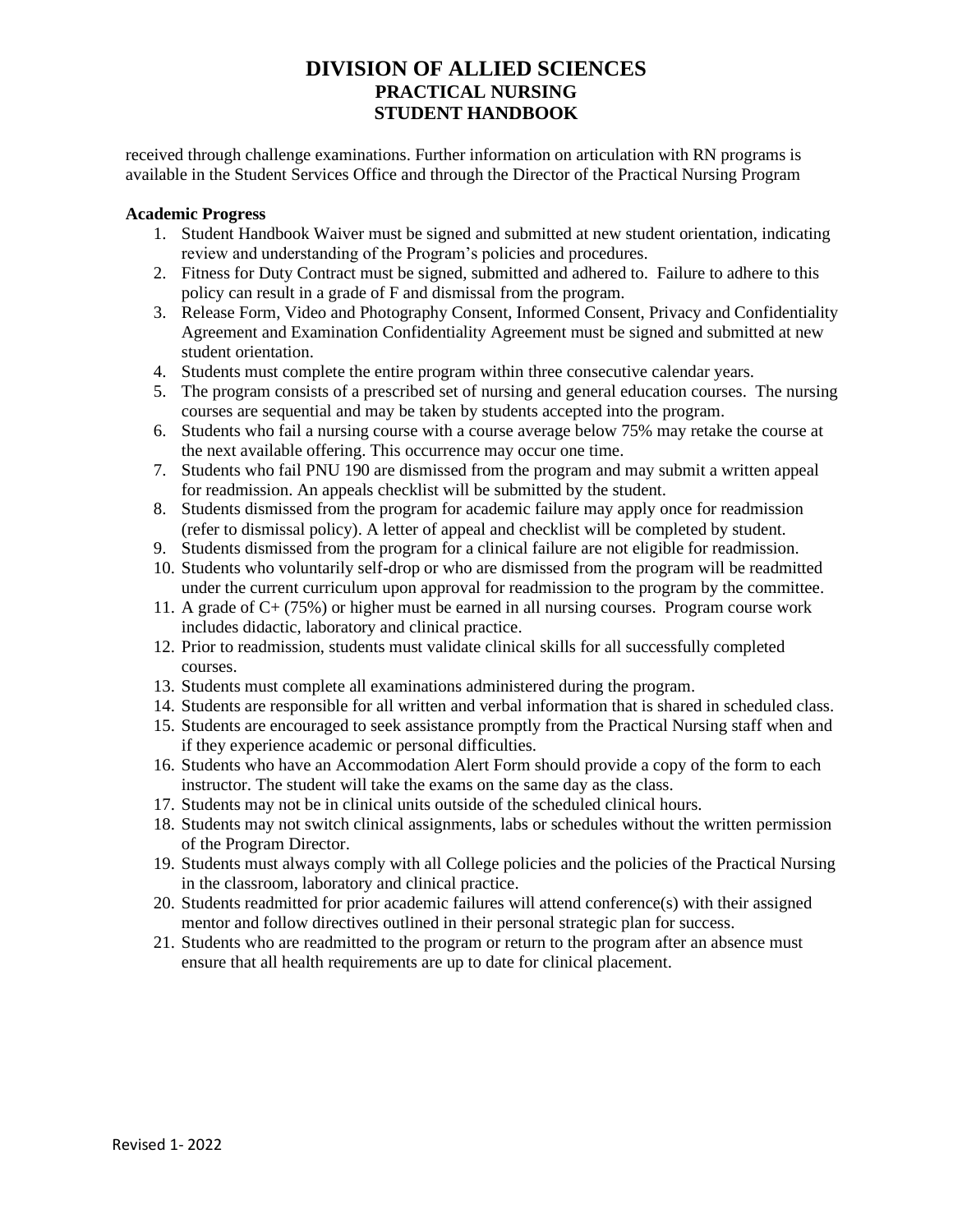received through challenge examinations. Further information on articulation with RN programs is available in the Student Services Office and through the Director of the Practical Nursing Program

**Academic Progress**

1. Student Handbook Waiver must be signed and submitted at new student orientation, indicating review and understanding of the Program's policies and procedures.
2. Fitness for Duty Contract must be signed, submitted and adhered to. Failure to adhere to this policy can result in a grade of F and dismissal from the program.
3. Release Form, Video and Photography Consent, Informed Consent, Privacy and Confidentiality Agreement and Examination Confidentiality Agreement must be signed and submitted at new student orientation.
4. Students must complete the entire program within three consecutive calendar years.
5. The program consists of a prescribed set of nursing and general education courses. The nursing courses are sequential and may be taken by students accepted into the program.
6. Students who fail a nursing course with a course average below 75% may retake the course at the next available offering. This occurrence may occur one time.
7. Students who fail PNU 190 are dismissed from the program and may submit a written appeal for readmission. An appeals checklist will be submitted by the student.
8. Students dismissed from the program for academic failure may apply once for readmission (refer to dismissal policy). A letter of appeal and checklist will be completed by student.
9. Students dismissed from the program for a clinical failure are not eligible for readmission.
10. Students who voluntarily self-drop or who are dismissed from the program will be readmitted under the current curriculum upon approval for readmission to the program by the committee.
11. A grade of C+ (75%) or higher must be earned in all nursing courses. Program course work includes didactic, laboratory and clinical practice.
12. Prior to readmission, students must validate clinical skills for all successfully completed courses.
13. Students must complete all examinations administered during the program.
14. Students are responsible for all written and verbal information that is shared in scheduled class.
15. Students are encouraged to seek assistance promptly from the Practical Nursing staff when and if they experience academic or personal difficulties.
16. Students who have an Accommodation Alert Form should provide a copy of the form to each instructor. The student will take the exams on the same day as the class.
17. Students may not be in clinical units outside of the scheduled clinical hours.
18. Students may not switch clinical assignments, labs or schedules without the written permission of the Program Director.
19. Students must always comply with all College policies and the policies of the Practical Nursing in the classroom, laboratory and clinical practice.
20. Students readmitted for prior academic failures will attend conference(s) with their assigned mentor and follow directives outlined in their personal strategic plan for success.
21. Students who are readmitted to the program or return to the program after an absence must ensure that all health requirements are up to date for clinical placement.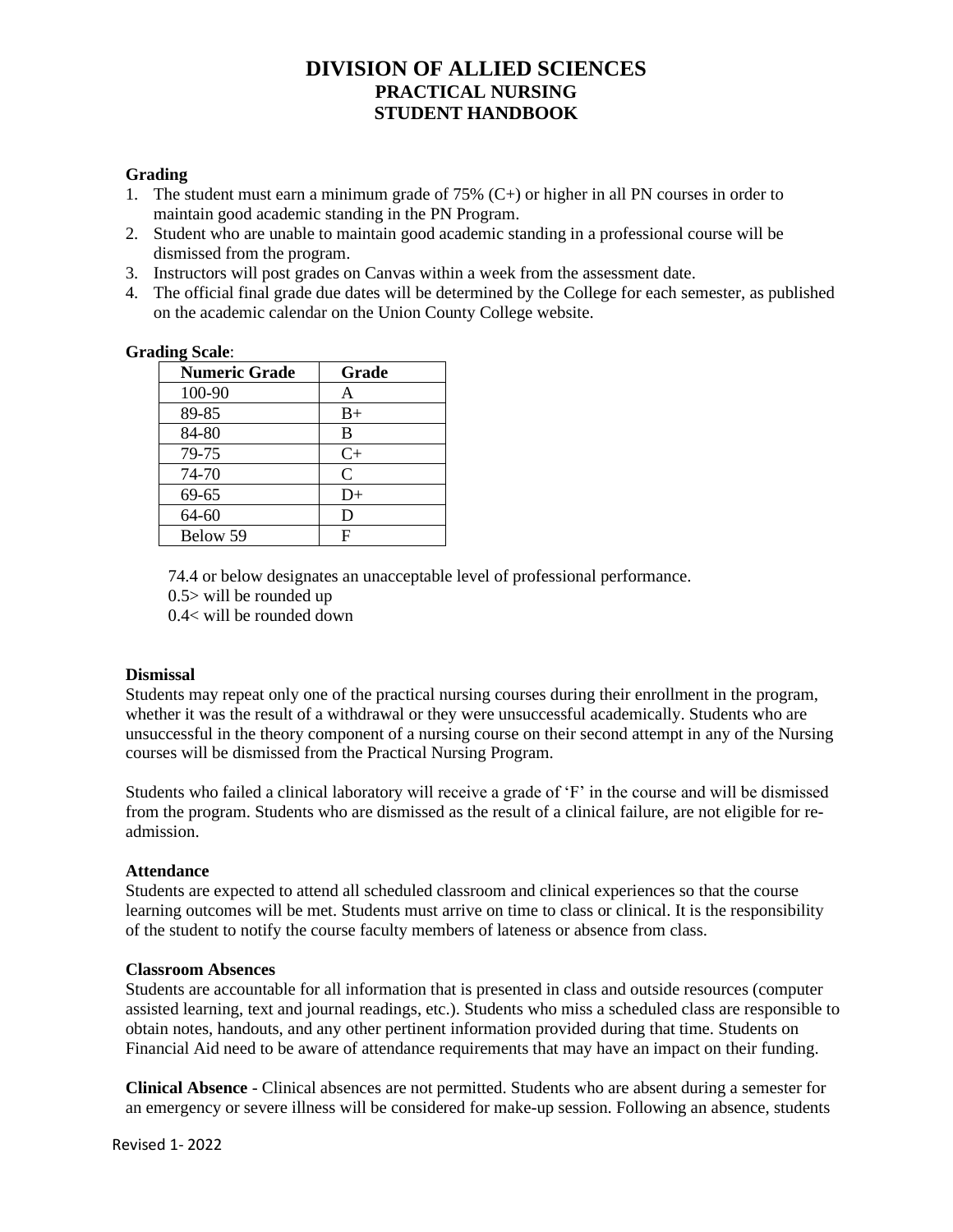# DIVISION OF ALLIED SCIENCES
## PRACTICAL NURSING
## STUDENT HANDBOOK

**Grading**

1. The student must earn a minimum grade of 75% (C+) or higher in all PN courses in order to maintain good academic standing in the PN Program.
2. Student who are unable to maintain good academic standing in a professional course will be dismissed from the program.
3. Instructors will post grades on Canvas within a week from the assessment date.
4. The official final grade due dates will be determined by the College for each semester, as published on the academic calendar on the Union County College website.

**Grading Scale**:

| Numeric Grade | Grade |
|---|---|
| 100-90 | A |
| 89-85 | B+ |
| 84-80 | B |
| 79-75 | C+ |
| 74-70 | C |
| 69-65 | D+ |
| 64-60 | D |
| Below 59 | F |

74.4 or below designates an unacceptable level of professional performance.
0.5> will be rounded up
0.4< will be rounded down

**Dismissal**

Students may repeat only one of the practical nursing courses during their enrollment in the program, whether it was the result of a withdrawal or they were unsuccessful academically. Students who are unsuccessful in the theory component of a nursing course on their second attempt in any of the Nursing courses will be dismissed from the Practical Nursing Program.

Students who failed a clinical laboratory will receive a grade of 'F' in the course and will be dismissed from the program. Students who are dismissed as the result of a clinical failure, are not eligible for re-admission.

**Attendance**

Students are expected to attend all scheduled classroom and clinical experiences so that the course learning outcomes will be met. Students must arrive on time to class or clinical. It is the responsibility of the student to notify the course faculty members of lateness or absence from class.

**Classroom Absences**

Students are accountable for all information that is presented in class and outside resources (computer assisted learning, text and journal readings, etc.). Students who miss a scheduled class are responsible to obtain notes, handouts, and any other pertinent information provided during that time. Students on Financial Aid need to be aware of attendance requirements that may have an impact on their funding.

**Clinical Absence** - Clinical absences are not permitted. Students who are absent during a semester for an emergency or severe illness will be considered for make-up session. Following an absence, students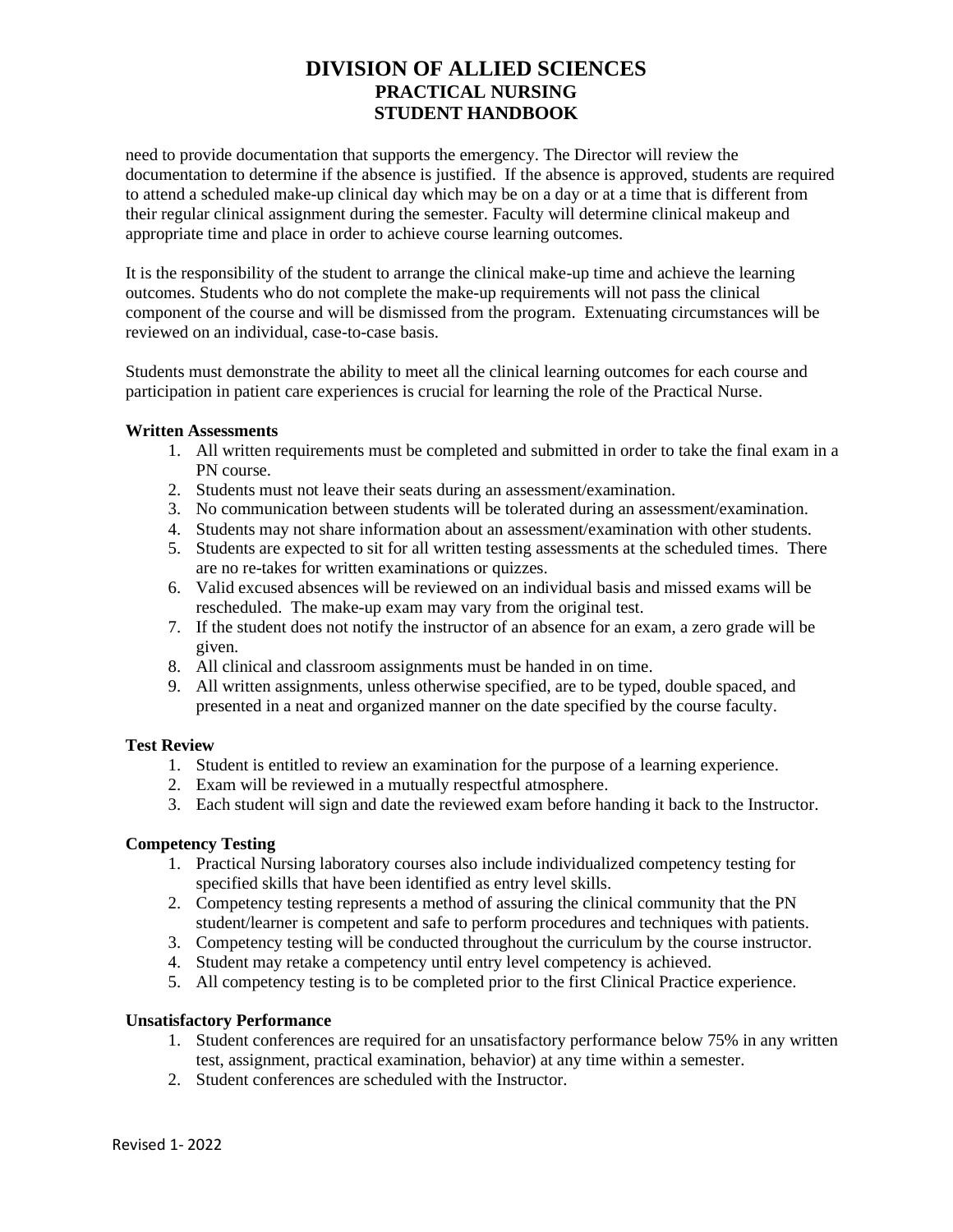need to provide documentation that supports the emergency. The Director will review the documentation to determine if the absence is justified. If the absence is approved, students are required to attend a scheduled make-up clinical day which may be on a day or at a time that is different from their regular clinical assignment during the semester. Faculty will determine clinical makeup and appropriate time and place in order to achieve course learning outcomes.

It is the responsibility of the student to arrange the clinical make-up time and achieve the learning outcomes. Students who do not complete the make-up requirements will not pass the clinical component of the course and will be dismissed from the program. Extenuating circumstances will be reviewed on an individual, case-to-case basis.

Students must demonstrate the ability to meet all the clinical learning outcomes for each course and participation in patient care experiences is crucial for learning the role of the Practical Nurse.

**Written Assessments**

1. All written requirements must be completed and submitted in order to take the final exam in a PN course.
2. Students must not leave their seats during an assessment/examination.
3. No communication between students will be tolerated during an assessment/examination.
4. Students may not share information about an assessment/examination with other students.
5. Students are expected to sit for all written testing assessments at the scheduled times. There are no re-takes for written examinations or quizzes.
6. Valid excused absences will be reviewed on an individual basis and missed exams will be rescheduled. The make-up exam may vary from the original test.
7. If the student does not notify the instructor of an absence for an exam, a zero grade will be given.
8. All clinical and classroom assignments must be handed in on time.
9. All written assignments, unless otherwise specified, are to be typed, double spaced, and presented in a neat and organized manner on the date specified by the course faculty.

**Test Review**

1. Student is entitled to review an examination for the purpose of a learning experience.
2. Exam will be reviewed in a mutually respectful atmosphere.
3. Each student will sign and date the reviewed exam before handing it back to the Instructor.

**Competency Testing**

1. Practical Nursing laboratory courses also include individualized competency testing for specified skills that have been identified as entry level skills.
2. Competency testing represents a method of assuring the clinical community that the PN student/learner is competent and safe to perform procedures and techniques with patients.
3. Competency testing will be conducted throughout the curriculum by the course instructor.
4. Student may retake a competency until entry level competency is achieved.
5. All competency testing is to be completed prior to the first Clinical Practice experience.

**Unsatisfactory Performance**

1. Student conferences are required for an unsatisfactory performance below 75% in any written test, assignment, practical examination, behavior) at any time within a semester.
2. Student conferences are scheduled with the Instructor.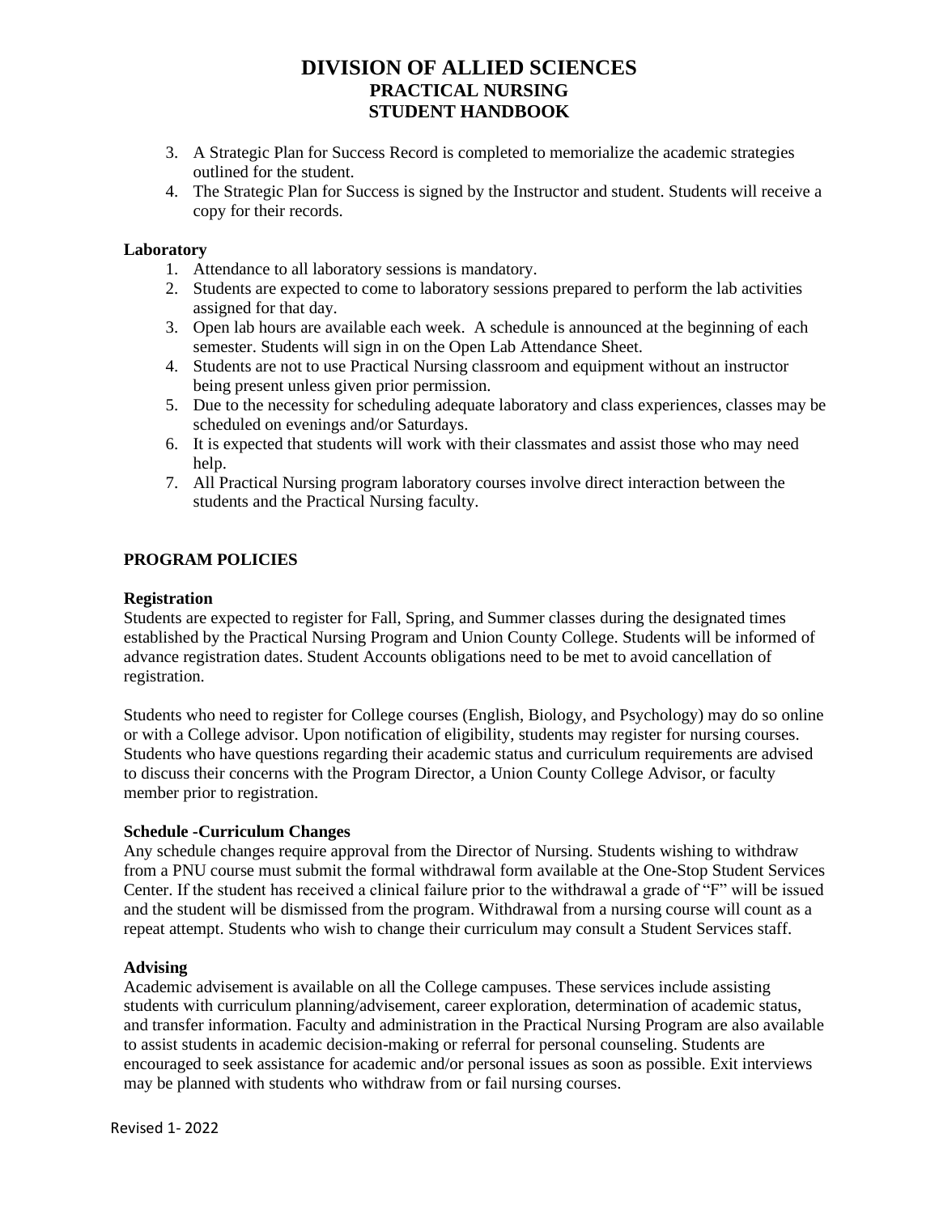3. A Strategic Plan for Success Record is completed to memorialize the academic strategies outlined for the student.
4. The Strategic Plan for Success is signed by the Instructor and student. Students will receive a copy for their records.

**Laboratory**

1. Attendance to all laboratory sessions is mandatory.
2. Students are expected to come to laboratory sessions prepared to perform the lab activities assigned for that day.
3. Open lab hours are available each week. A schedule is announced at the beginning of each semester. Students will sign in on the Open Lab Attendance Sheet.
4. Students are not to use Practical Nursing classroom and equipment without an instructor being present unless given prior permission.
5. Due to the necessity for scheduling adequate laboratory and class experiences, classes may be scheduled on evenings and/or Saturdays.
6. It is expected that students will work with their classmates and assist those who may need help.
7. All Practical Nursing program laboratory courses involve direct interaction between the students and the Practical Nursing faculty.

## PROGRAM POLICIES

**Registration**

Students are expected to register for Fall, Spring, and Summer classes during the designated times established by the Practical Nursing Program and Union County College. Students will be informed of advance registration dates. Student Accounts obligations need to be met to avoid cancellation of registration.

Students who need to register for College courses (English, Biology, and Psychology) may do so online or with a College advisor. Upon notification of eligibility, students may register for nursing courses. Students who have questions regarding their academic status and curriculum requirements are advised to discuss their concerns with the Program Director, a Union County College Advisor, or faculty member prior to registration.

**Schedule -Curriculum Changes**

Any schedule changes require approval from the Director of Nursing. Students wishing to withdraw from a PNU course must submit the formal withdrawal form available at the One-Stop Student Services Center. If the student has received a clinical failure prior to the withdrawal a grade of "F" will be issued and the student will be dismissed from the program. Withdrawal from a nursing course will count as a repeat attempt. Students who wish to change their curriculum may consult a Student Services staff.

**Advising**

Academic advisement is available on all the College campuses. These services include assisting students with curriculum planning/advisement, career exploration, determination of academic status, and transfer information. Faculty and administration in the Practical Nursing Program are also available to assist students in academic decision-making or referral for personal counseling. Students are encouraged to seek assistance for academic and/or personal issues as soon as possible. Exit interviews may be planned with students who withdraw from or fail nursing courses.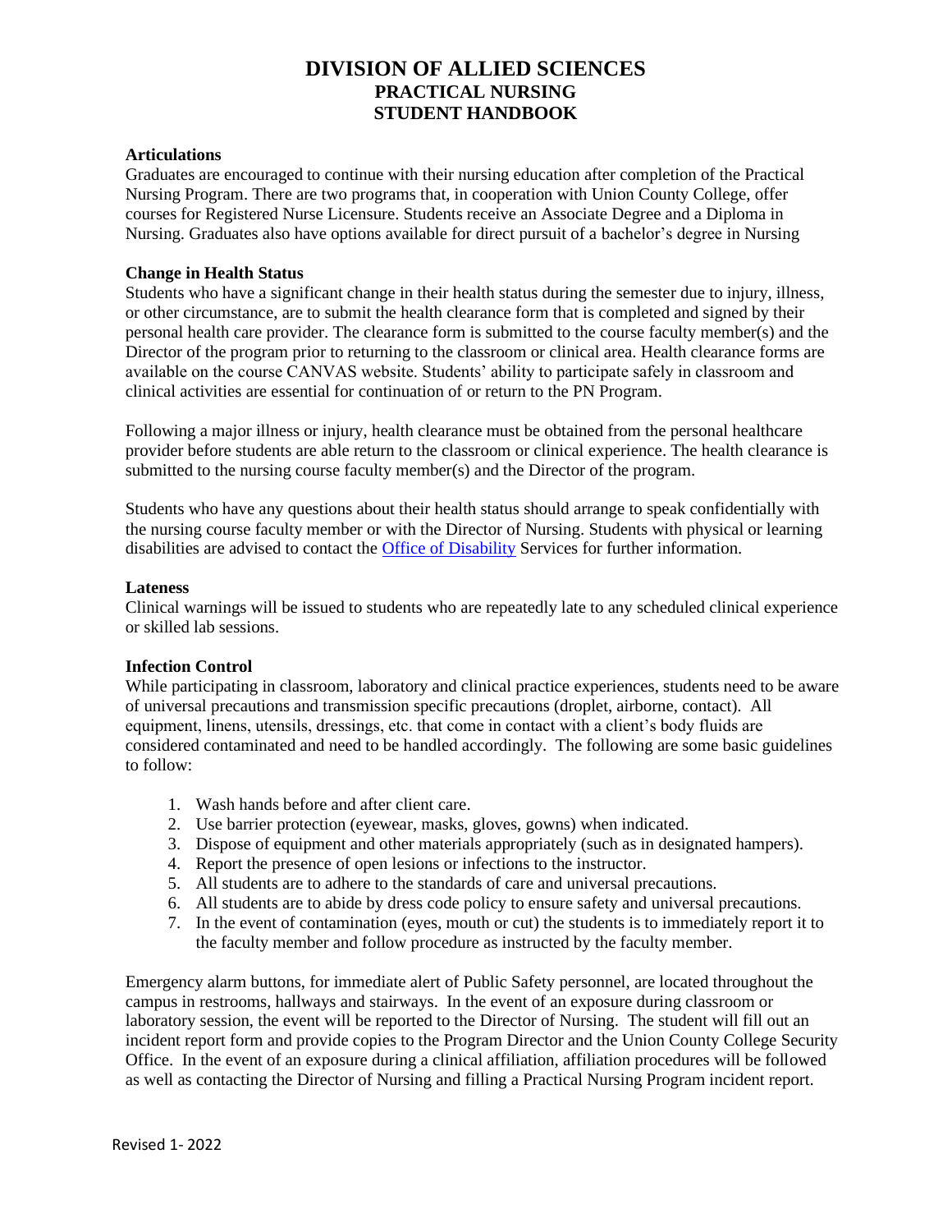# DIVISION OF ALLIED SCIENCES
## PRACTICAL NURSING
## STUDENT HANDBOOK

**Articulations**

Graduates are encouraged to continue with their nursing education after completion of the Practical Nursing Program. There are two programs that, in cooperation with Union County College, offer courses for Registered Nurse Licensure. Students receive an Associate Degree and a Diploma in Nursing. Graduates also have options available for direct pursuit of a bachelor's degree in Nursing

**Change in Health Status**

Students who have a significant change in their health status during the semester due to injury, illness, or other circumstance, are to submit the health clearance form that is completed and signed by their personal health care provider. The clearance form is submitted to the course faculty member(s) and the Director of the program prior to returning to the classroom or clinical area. Health clearance forms are available on the course CANVAS website. Students' ability to participate safely in classroom and clinical activities are essential for continuation of or return to the PN Program.

Following a major illness or injury, health clearance must be obtained from the personal healthcare provider before students are able return to the classroom or clinical experience. The health clearance is submitted to the nursing course faculty member(s) and the Director of the program.

Students who have any questions about their health status should arrange to speak confidentially with the nursing course faculty member or with the Director of Nursing. Students with physical or learning disabilities are advised to contact the Office of Disability Services for further information.

**Lateness**

Clinical warnings will be issued to students who are repeatedly late to any scheduled clinical experience or skilled lab sessions.

**Infection Control**

While participating in classroom, laboratory and clinical practice experiences, students need to be aware of universal precautions and transmission specific precautions (droplet, airborne, contact). All equipment, linens, utensils, dressings, etc. that come in contact with a client's body fluids are considered contaminated and need to be handled accordingly. The following are some basic guidelines to follow:

1. Wash hands before and after client care.
2. Use barrier protection (eyewear, masks, gloves, gowns) when indicated.
3. Dispose of equipment and other materials appropriately (such as in designated hampers).
4. Report the presence of open lesions or infections to the instructor.
5. All students are to adhere to the standards of care and universal precautions.
6. All students are to abide by dress code policy to ensure safety and universal precautions.
7. In the event of contamination (eyes, mouth or cut) the students is to immediately report it to the faculty member and follow procedure as instructed by the faculty member.

Emergency alarm buttons, for immediate alert of Public Safety personnel, are located throughout the campus in restrooms, hallways and stairways. In the event of an exposure during classroom or laboratory session, the event will be reported to the Director of Nursing. The student will fill out an incident report form and provide copies to the Program Director and the Union County College Security Office. In the event of an exposure during a clinical affiliation, affiliation procedures will be followed as well as contacting the Director of Nursing and filling a Practical Nursing Program incident report.

Revised 1- 2022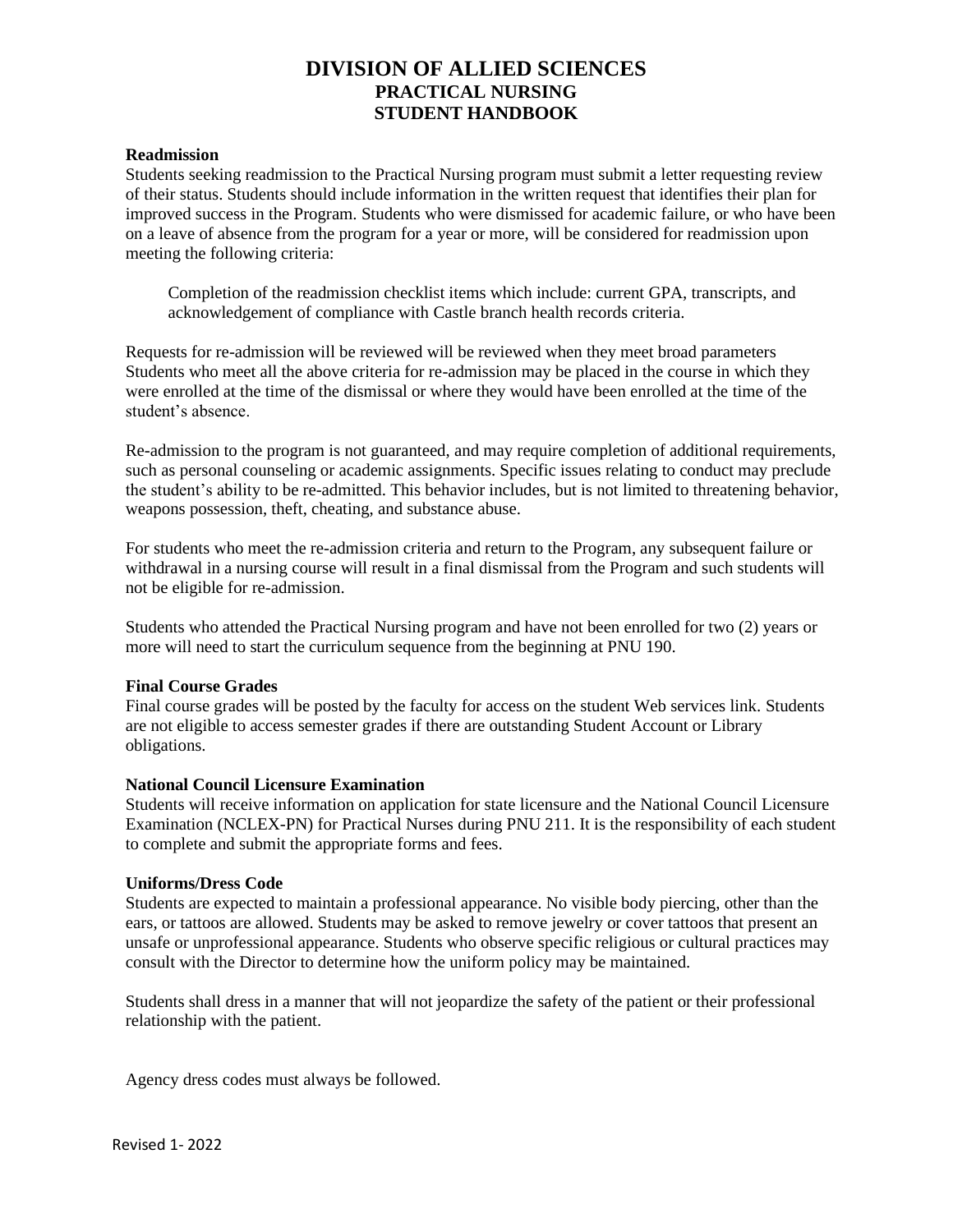# DIVISION OF ALLIED SCIENCES
## PRACTICAL NURSING
## STUDENT HANDBOOK

**Readmission**

Students seeking readmission to the Practical Nursing program must submit a letter requesting review of their status. Students should include information in the written request that identifies their plan for improved success in the Program. Students who were dismissed for academic failure, or who have been on a leave of absence from the program for a year or more, will be considered for readmission upon meeting the following criteria:

> Completion of the readmission checklist items which include: current GPA, transcripts, and acknowledgement of compliance with Castle branch health records criteria.

Requests for re-admission will be reviewed will be reviewed when they meet broad parameters Students who meet all the above criteria for re-admission may be placed in the course in which they were enrolled at the time of the dismissal or where they would have been enrolled at the time of the student's absence.

Re-admission to the program is not guaranteed, and may require completion of additional requirements, such as personal counseling or academic assignments. Specific issues relating to conduct may preclude the student's ability to be re-admitted. This behavior includes, but is not limited to threatening behavior, weapons possession, theft, cheating, and substance abuse.

For students who meet the re-admission criteria and return to the Program, any subsequent failure or withdrawal in a nursing course will result in a final dismissal from the Program and such students will not be eligible for re-admission.

Students who attended the Practical Nursing program and have not been enrolled for two (2) years or more will need to start the curriculum sequence from the beginning at PNU 190.

**Final Course Grades**

Final course grades will be posted by the faculty for access on the student Web services link. Students are not eligible to access semester grades if there are outstanding Student Account or Library obligations.

**National Council Licensure Examination**

Students will receive information on application for state licensure and the National Council Licensure Examination (NCLEX-PN) for Practical Nurses during PNU 211. It is the responsibility of each student to complete and submit the appropriate forms and fees.

**Uniforms/Dress Code**

Students are expected to maintain a professional appearance. No visible body piercing, other than the ears, or tattoos are allowed. Students may be asked to remove jewelry or cover tattoos that present an unsafe or unprofessional appearance. Students who observe specific religious or cultural practices may consult with the Director to determine how the uniform policy may be maintained.

Students shall dress in a manner that will not jeopardize the safety of the patient or their professional relationship with the patient.

Agency dress codes must always be followed.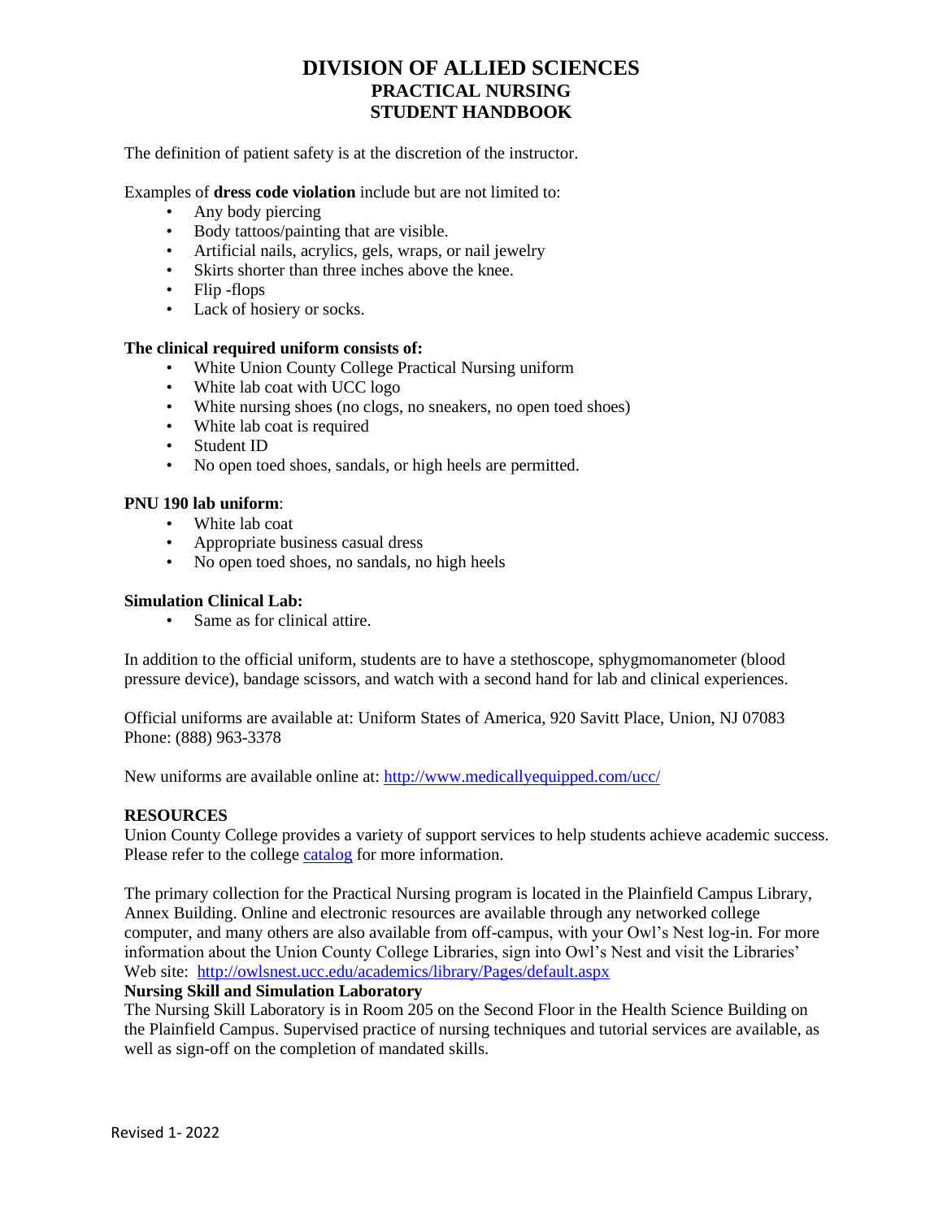# DIVISION OF ALLIED SCIENCES
## PRACTICAL NURSING
## STUDENT HANDBOOK

The definition of patient safety is at the discretion of the instructor.

Examples of **dress code violation** include but are not limited to:

- Any body piercing
- Body tattoos/painting that are visible.
- Artificial nails, acrylics, gels, wraps, or nail jewelry
- Skirts shorter than three inches above the knee.
- Flip -flops
- Lack of hosiery or socks.

**The clinical required uniform consists of:**

- White Union County College Practical Nursing uniform
- White lab coat with UCC logo
- White nursing shoes (no clogs, no sneakers, no open toed shoes)
- White lab coat is required
- Student ID
- No open toed shoes, sandals, or high heels are permitted.

**PNU 190 lab uniform**:

- White lab coat
- Appropriate business casual dress
- No open toed shoes, no sandals, no high heels

**Simulation Clinical Lab:**

- Same as for clinical attire.

In addition to the official uniform, students are to have a stethoscope, sphygmomanometer (blood pressure device), bandage scissors, and watch with a second hand for lab and clinical experiences.

Official uniforms are available at: Uniform States of America, 920 Savitt Place, Union, NJ 07083 Phone: (888) 963-3378

New uniforms are available online at: [http://www.medicallyequipped.com/ucc/](http://www.medicallyequipped.com/ucc/)

**RESOURCES**

Union County College provides a variety of support services to help students achieve academic success. Please refer to the college catalog for more information.

The primary collection for the Practical Nursing program is located in the Plainfield Campus Library, Annex Building. Online and electronic resources are available through any networked college computer, and many others are also available from off-campus, with your Owl's Nest log-in. For more information about the Union County College Libraries, sign into Owl's Nest and visit the Libraries' Web site: [http://owlsnest.ucc.edu/academics/library/Pages/default.aspx](http://owlsnest.ucc.edu/academics/library/Pages/default.aspx)

**Nursing Skill and Simulation Laboratory**

The Nursing Skill Laboratory is in Room 205 on the Second Floor in the Health Science Building on the Plainfield Campus. Supervised practice of nursing techniques and tutorial services are available, as well as sign-off on the completion of mandated skills.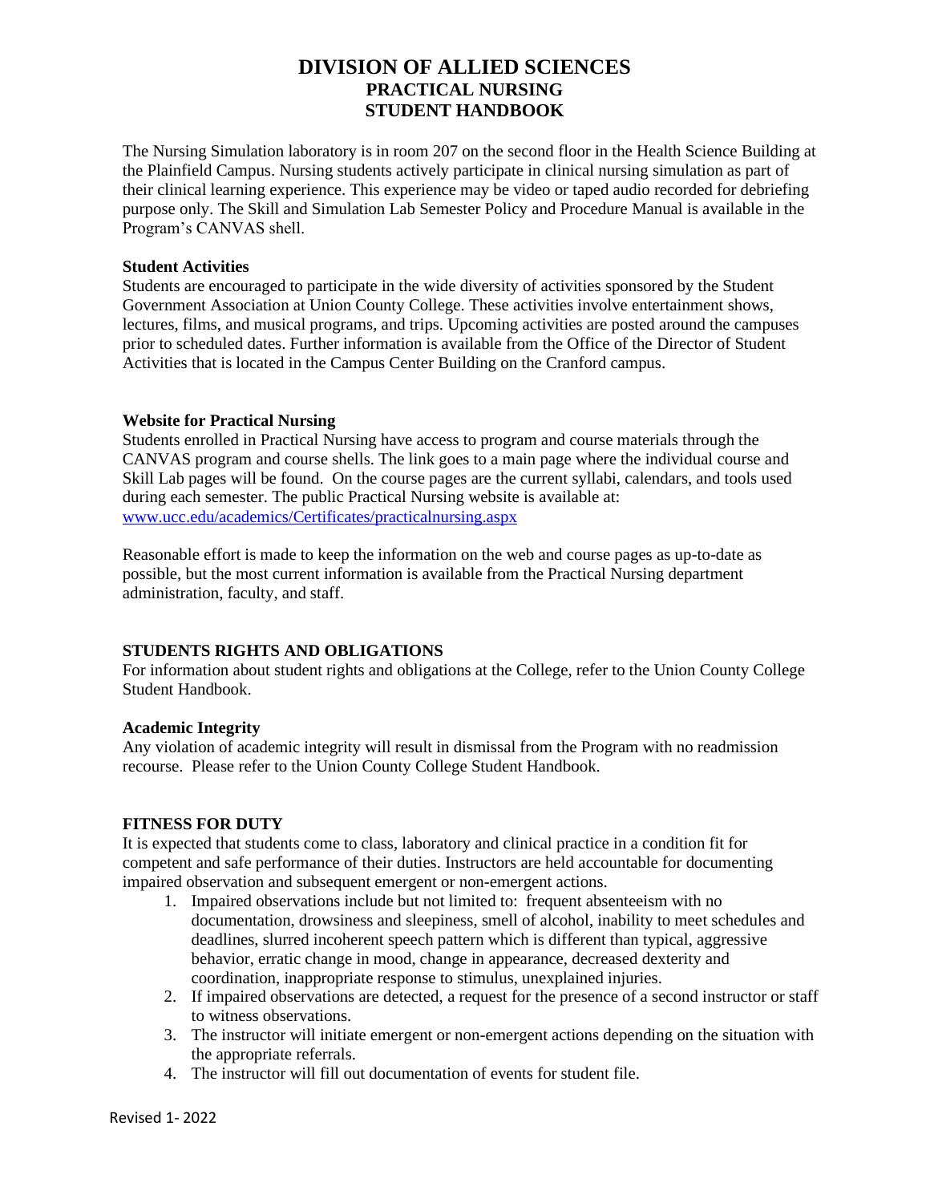# DIVISION OF ALLIED SCIENCES
## PRACTICAL NURSING
## STUDENT HANDBOOK

The Nursing Simulation laboratory is in room 207 on the second floor in the Health Science Building at the Plainfield Campus. Nursing students actively participate in clinical nursing simulation as part of their clinical learning experience. This experience may be video or taped audio recorded for debriefing purpose only. The Skill and Simulation Lab Semester Policy and Procedure Manual is available in the Program's CANVAS shell.

**Student Activities**

Students are encouraged to participate in the wide diversity of activities sponsored by the Student Government Association at Union County College. These activities involve entertainment shows, lectures, films, and musical programs, and trips. Upcoming activities are posted around the campuses prior to scheduled dates. Further information is available from the Office of the Director of Student Activities that is located in the Campus Center Building on the Cranford campus.

**Website for Practical Nursing**

Students enrolled in Practical Nursing have access to program and course materials through the CANVAS program and course shells. The link goes to a main page where the individual course and Skill Lab pages will be found. On the course pages are the current syllabi, calendars, and tools used during each semester. The public Practical Nursing website is available at:
[www.ucc.edu/academics/Certificates/practicalnursing.aspx](www.ucc.edu/academics/Certificates/practicalnursing.aspx)

Reasonable effort is made to keep the information on the web and course pages as up-to-date as possible, but the most current information is available from the Practical Nursing department administration, faculty, and staff.

**STUDENTS RIGHTS AND OBLIGATIONS**

For information about student rights and obligations at the College, refer to the Union County College Student Handbook.

**Academic Integrity**

Any violation of academic integrity will result in dismissal from the Program with no readmission recourse. Please refer to the Union County College Student Handbook.

**FITNESS FOR DUTY**

It is expected that students come to class, laboratory and clinical practice in a condition fit for competent and safe performance of their duties. Instructors are held accountable for documenting impaired observation and subsequent emergent or non-emergent actions.

1. Impaired observations include but not limited to: frequent absenteeism with no documentation, drowsiness and sleepiness, smell of alcohol, inability to meet schedules and deadlines, slurred incoherent speech pattern which is different than typical, aggressive behavior, erratic change in mood, change in appearance, decreased dexterity and coordination, inappropriate response to stimulus, unexplained injuries.
2. If impaired observations are detected, a request for the presence of a second instructor or staff to witness observations.
3. The instructor will initiate emergent or non-emergent actions depending on the situation with the appropriate referrals.
4. The instructor will fill out documentation of events for student file.

Revised 1- 2022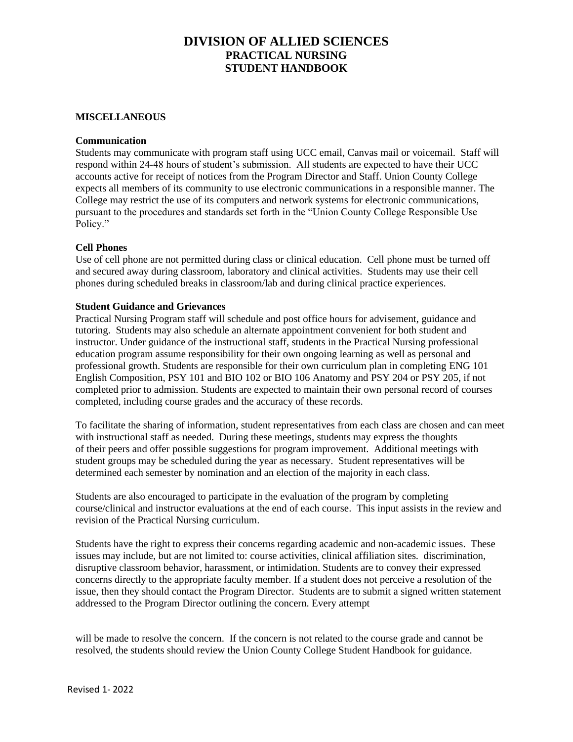# DIVISION OF ALLIED SCIENCES
## PRACTICAL NURSING
## STUDENT HANDBOOK

**MISCELLANEOUS**

**Communication**
Students may communicate with program staff using UCC email, Canvas mail or voicemail. Staff will respond within 24-48 hours of student's submission. All students are expected to have their UCC accounts active for receipt of notices from the Program Director and Staff. Union County College expects all members of its community to use electronic communications in a responsible manner. The College may restrict the use of its computers and network systems for electronic communications, pursuant to the procedures and standards set forth in the "Union County College Responsible Use Policy."

**Cell Phones**
Use of cell phone are not permitted during class or clinical education. Cell phone must be turned off and secured away during classroom, laboratory and clinical activities. Students may use their cell phones during scheduled breaks in classroom/lab and during clinical practice experiences.

**Student Guidance and Grievances**
Practical Nursing Program staff will schedule and post office hours for advisement, guidance and tutoring. Students may also schedule an alternate appointment convenient for both student and instructor. Under guidance of the instructional staff, students in the Practical Nursing professional education program assume responsibility for their own ongoing learning as well as personal and professional growth. Students are responsible for their own curriculum plan in completing ENG 101 English Composition, PSY 101 and BIO 102 or BIO 106 Anatomy and PSY 204 or PSY 205, if not completed prior to admission. Students are expected to maintain their own personal record of courses completed, including course grades and the accuracy of these records.

To facilitate the sharing of information, student representatives from each class are chosen and can meet with instructional staff as needed. During these meetings, students may express the thoughts of their peers and offer possible suggestions for program improvement. Additional meetings with student groups may be scheduled during the year as necessary. Student representatives will be determined each semester by nomination and an election of the majority in each class.

Students are also encouraged to participate in the evaluation of the program by completing course/clinical and instructor evaluations at the end of each course. This input assists in the review and revision of the Practical Nursing curriculum.

Students have the right to express their concerns regarding academic and non-academic issues. These issues may include, but are not limited to: course activities, clinical affiliation sites. discrimination, disruptive classroom behavior, harassment, or intimidation. Students are to convey their expressed concerns directly to the appropriate faculty member. If a student does not perceive a resolution of the issue, then they should contact the Program Director. Students are to submit a signed written statement addressed to the Program Director outlining the concern. Every attempt will be made to resolve the concern. If the concern is not related to the course grade and cannot be resolved, the students should review the Union County College Student Handbook for guidance.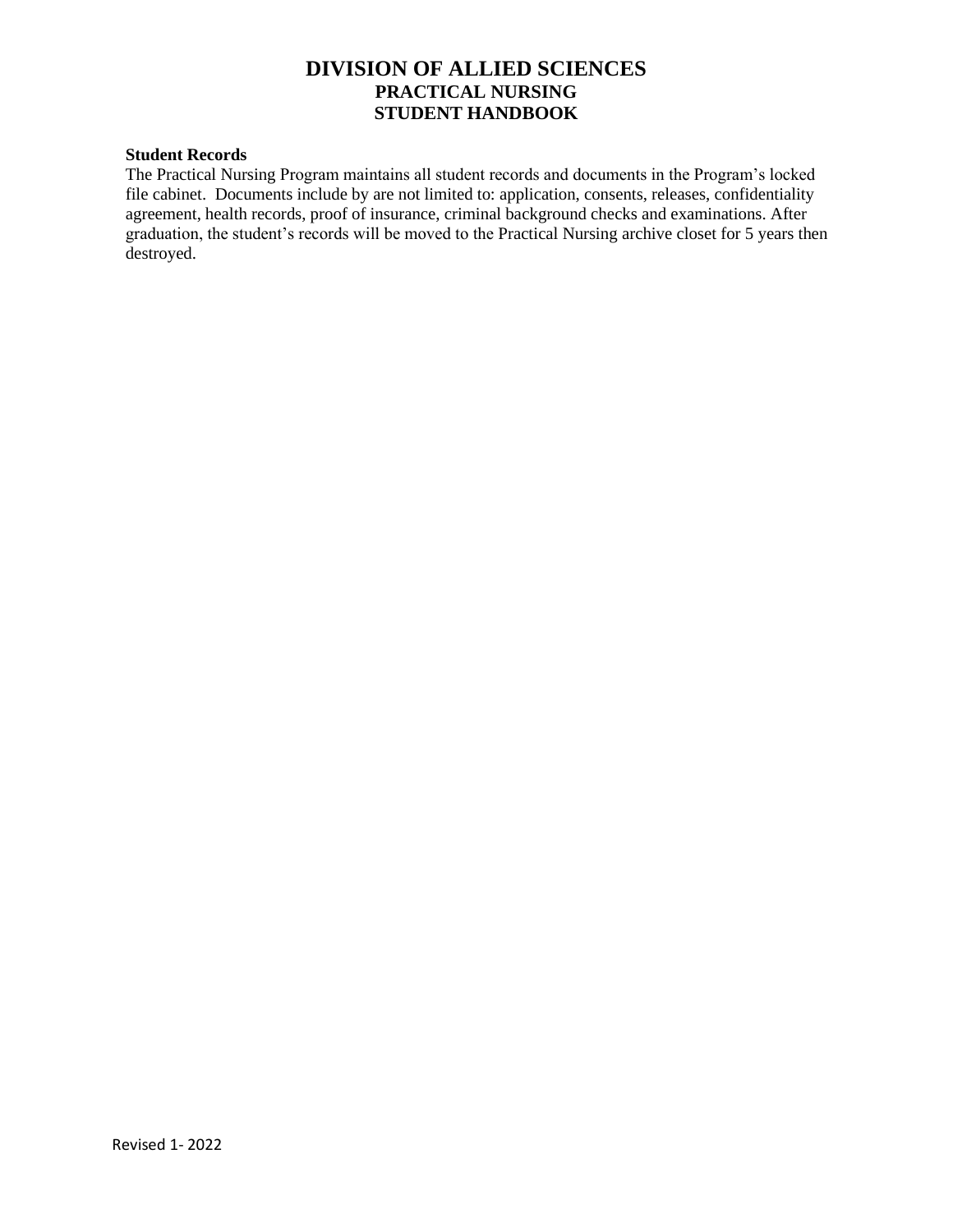# DIVISION OF ALLIED SCIENCES
## PRACTICAL NURSING
## STUDENT HANDBOOK

**Student Records**

The Practical Nursing Program maintains all student records and documents in the Program's locked file cabinet. Documents include by are not limited to: application, consents, releases, confidentiality agreement, health records, proof of insurance, criminal background checks and examinations. After graduation, the student's records will be moved to the Practical Nursing archive closet for 5 years then destroyed.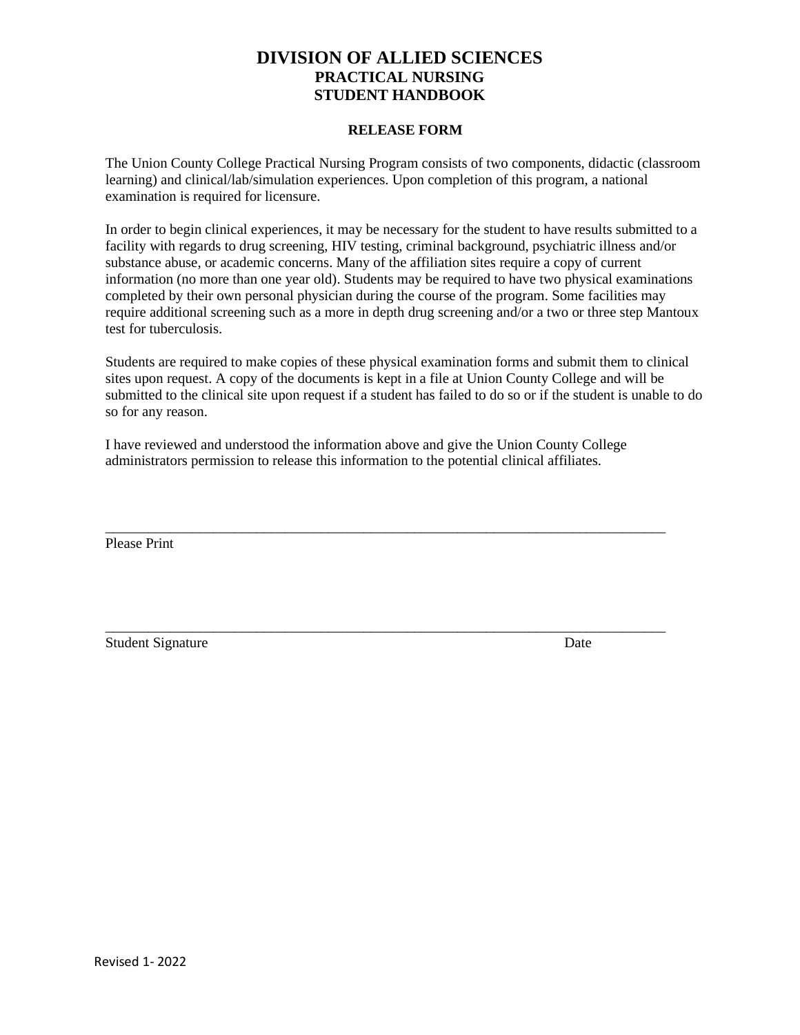# DIVISION OF ALLIED SCIENCES
## PRACTICAL NURSING
## STUDENT HANDBOOK

### RELEASE FORM

The Union County College Practical Nursing Program consists of two components, didactic (classroom learning) and clinical/lab/simulation experiences. Upon completion of this program, a national examination is required for licensure.

In order to begin clinical experiences, it may be necessary for the student to have results submitted to a facility with regards to drug screening, HIV testing, criminal background, psychiatric illness and/or substance abuse, or academic concerns. Many of the affiliation sites require a copy of current information (no more than one year old). Students may be required to have two physical examinations completed by their own personal physician during the course of the program. Some facilities may require additional screening such as a more in depth drug screening and/or a two or three step Mantoux test for tuberculosis.

Students are required to make copies of these physical examination forms and submit them to clinical sites upon request. A copy of the documents is kept in a file at Union County College and will be submitted to the clinical site upon request if a student has failed to do so or if the student is unable to do so for any reason.

I have reviewed and understood the information above and give the Union County College administrators permission to release this information to the potential clinical affiliates.

\_\_\_\_\_\_\_\_\_\_\_\_\_\_\_\_\_\_\_\_\_\_\_\_\_\_\_\_\_\_\_\_\_\_\_\_\_\_\_\_\_\_\_\_\_\_\_\_\_\_\_\_\_\_\_\_\_\_\_\_\_\_\_\_\_\_\_\_\_\_\_\_\_\_\_\_
Please Print

\_\_\_\_\_\_\_\_\_\_\_\_\_\_\_\_\_\_\_\_\_\_\_\_\_\_\_\_\_\_\_\_\_\_\_\_\_\_\_\_\_\_\_\_\_\_\_\_\_\_\_\_\_\_\_\_\_\_\_\_\_\_\_\_\_\_\_\_\_\_\_\_\_\_\_\_
Student Signature                                                                                    Date

Revised 1- 2022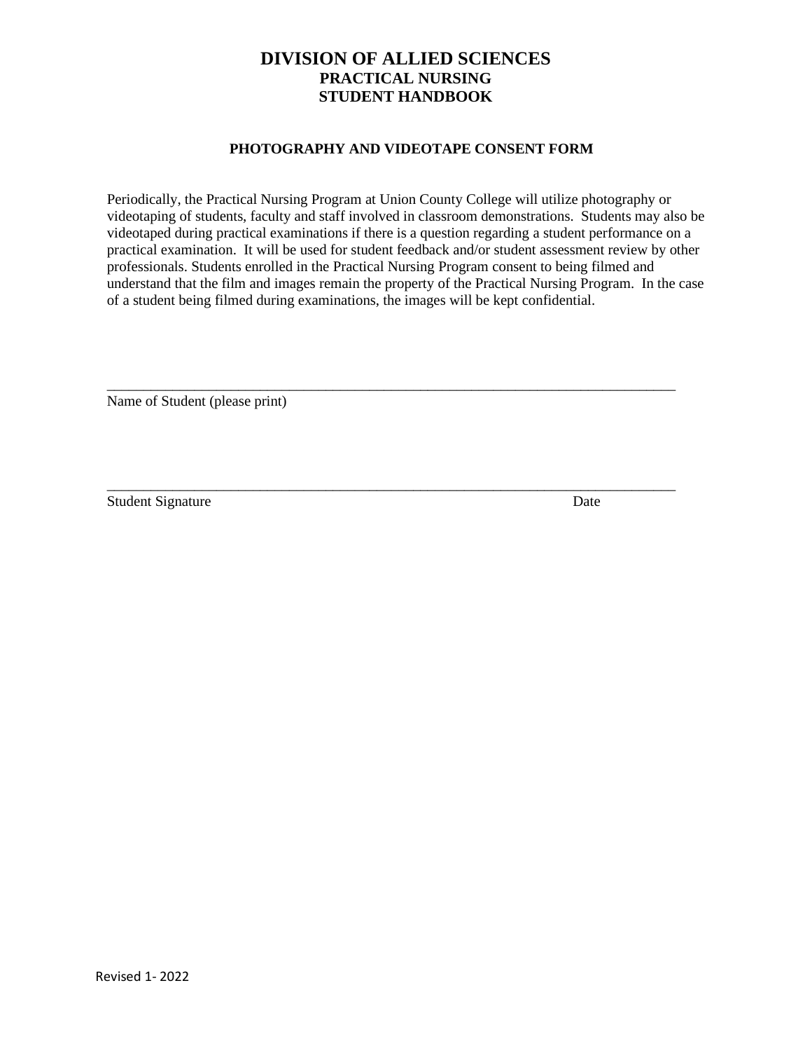# DIVISION OF ALLIED SCIENCES
## PRACTICAL NURSING
## STUDENT HANDBOOK

### PHOTOGRAPHY AND VIDEOTAPE CONSENT FORM

Periodically, the Practical Nursing Program at Union County College will utilize photography or videotaping of students, faculty and staff involved in classroom demonstrations. Students may also be videotaped during practical examinations if there is a question regarding a student performance on a practical examination. It will be used for student feedback and/or student assessment review by other professionals. Students enrolled in the Practical Nursing Program consent to being filmed and understand that the film and images remain the property of the Practical Nursing Program. In the case of a student being filmed during examinations, the images will be kept confidential.

\_\_\_\_\_\_\_\_\_\_\_\_\_\_\_\_\_\_\_\_\_\_\_\_\_\_\_\_\_\_\_\_\_\_\_\_\_\_\_\_\_\_\_\_\_\_\_\_\_\_\_\_\_\_\_\_\_\_\_\_\_\_\_\_\_\_\_\_\_\_\_\_\_\_\_\_

Name of Student (please print)

\_\_\_\_\_\_\_\_\_\_\_\_\_\_\_\_\_\_\_\_\_\_\_\_\_\_\_\_\_\_\_\_\_\_\_\_\_\_\_\_\_\_\_\_\_\_\_\_\_\_\_\_\_\_\_\_\_\_\_\_\_\_\_\_\_\_\_\_\_\_\_\_\_\_\_\_

Student Signature Date

Revised 1- 2022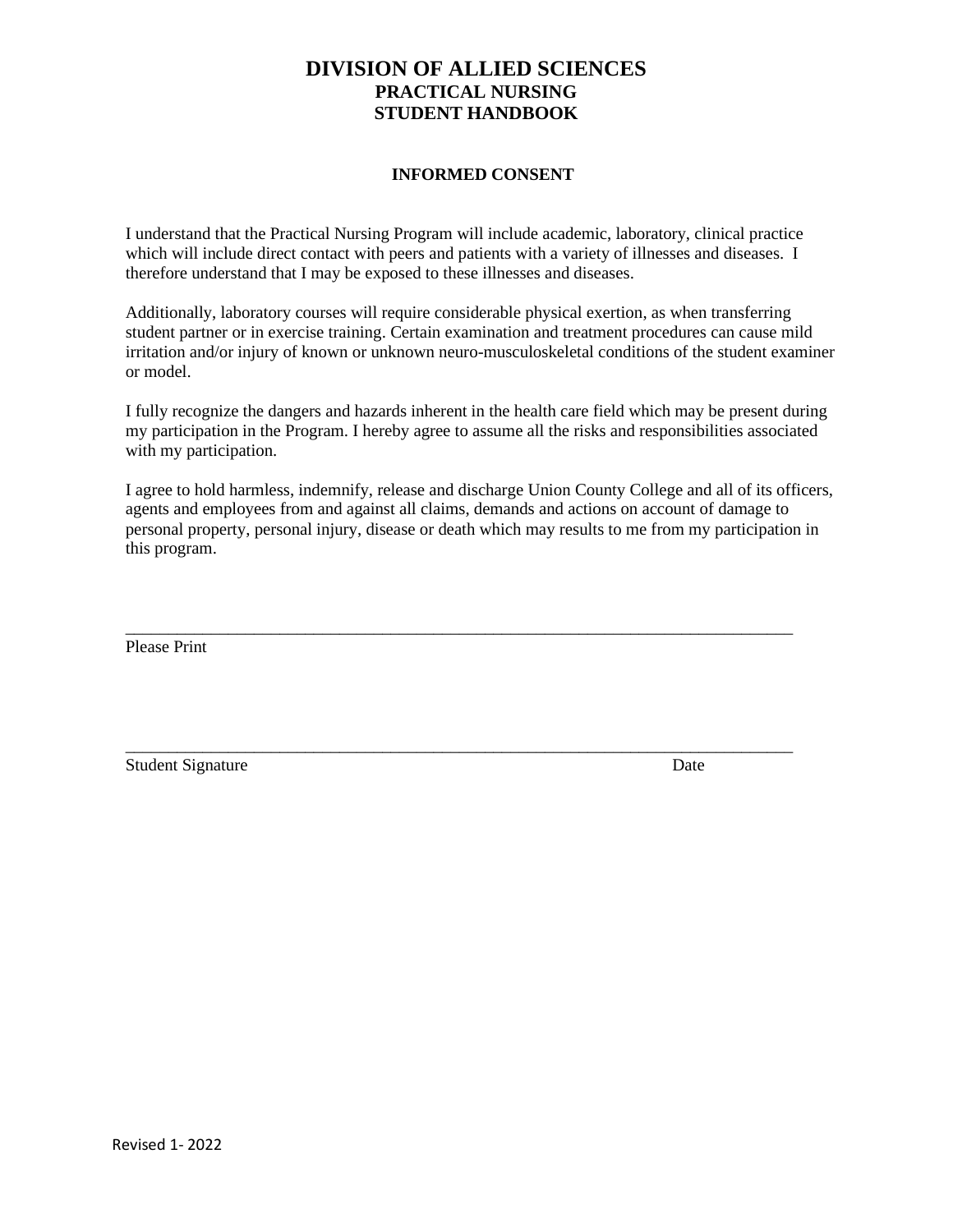# DIVISION OF ALLIED SCIENCES
## PRACTICAL NURSING
## STUDENT HANDBOOK

### INFORMED CONSENT

I understand that the Practical Nursing Program will include academic, laboratory, clinical practice which will include direct contact with peers and patients with a variety of illnesses and diseases. I therefore understand that I may be exposed to these illnesses and diseases.

Additionally, laboratory courses will require considerable physical exertion, as when transferring student partner or in exercise training. Certain examination and treatment procedures can cause mild irritation and/or injury of known or unknown neuro-musculoskeletal conditions of the student examiner or model.

I fully recognize the dangers and hazards inherent in the health care field which may be present during my participation in the Program. I hereby agree to assume all the risks and responsibilities associated with my participation.

I agree to hold harmless, indemnify, release and discharge Union County College and all of its officers, agents and employees from and against all claims, demands and actions on account of damage to personal property, personal injury, disease or death which may results to me from my participation in this program.

______________________________________________________________________________

Please Print

______________________________________________________________________________

Student Signature                                                                                    Date

Revised 1- 2022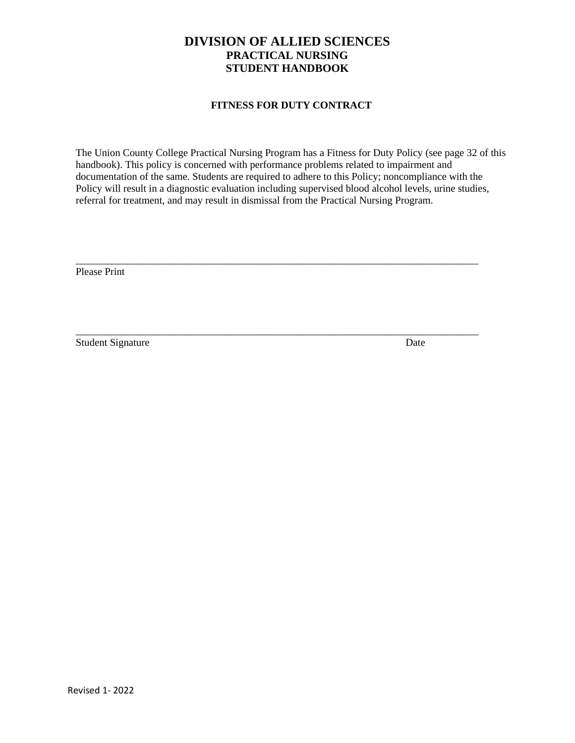# DIVISION OF ALLIED SCIENCES
## PRACTICAL NURSING
## STUDENT HANDBOOK

### FITNESS FOR DUTY CONTRACT

The Union County College Practical Nursing Program has a Fitness for Duty Policy (see page 32 of this handbook). This policy is concerned with performance problems related to impairment and documentation of the same. Students are required to adhere to this Policy; noncompliance with the Policy will result in a diagnostic evaluation including supervised blood alcohol levels, urine studies, referral for treatment, and may result in dismissal from the Practical Nursing Program.

_______________________________________________________________________________
Please Print

_______________________________________________________________________________
Student Signature                                                                                  Date

Revised 1- 2022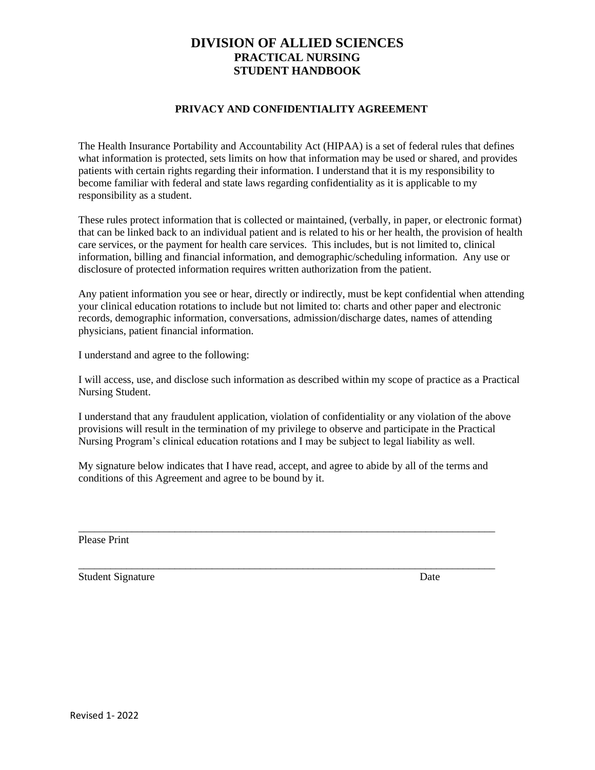# DIVISION OF ALLIED SCIENCES
## PRACTICAL NURSING
## STUDENT HANDBOOK

### PRIVACY AND CONFIDENTIALITY AGREEMENT

The Health Insurance Portability and Accountability Act (HIPAA) is a set of federal rules that defines what information is protected, sets limits on how that information may be used or shared, and provides patients with certain rights regarding their information. I understand that it is my responsibility to become familiar with federal and state laws regarding confidentiality as it is applicable to my responsibility as a student.

These rules protect information that is collected or maintained, (verbally, in paper, or electronic format) that can be linked back to an individual patient and is related to his or her health, the provision of health care services, or the payment for health care services. This includes, but is not limited to, clinical information, billing and financial information, and demographic/scheduling information. Any use or disclosure of protected information requires written authorization from the patient.

Any patient information you see or hear, directly or indirectly, must be kept confidential when attending your clinical education rotations to include but not limited to: charts and other paper and electronic records, demographic information, conversations, admission/discharge dates, names of attending physicians, patient financial information.

I understand and agree to the following:

I will access, use, and disclose such information as described within my scope of practice as a Practical Nursing Student.

I understand that any fraudulent application, violation of confidentiality or any violation of the above provisions will result in the termination of my privilege to observe and participate in the Practical Nursing Program's clinical education rotations and I may be subject to legal liability as well.

My signature below indicates that I have read, accept, and agree to abide by all of the terms and conditions of this Agreement and agree to be bound by it.

\_\_\_\_\_\_\_\_\_\_\_\_\_\_\_\_\_\_\_\_\_\_\_\_\_\_\_\_\_\_\_\_\_\_\_\_\_\_\_\_\_\_\_\_\_\_\_\_\_\_\_\_\_\_\_\_\_\_\_\_\_\_\_\_\_\_\_\_\_\_\_\_\_\_\_\_

Please Print

\_\_\_\_\_\_\_\_\_\_\_\_\_\_\_\_\_\_\_\_\_\_\_\_\_\_\_\_\_\_\_\_\_\_\_\_\_\_\_\_\_\_\_\_\_\_\_\_\_\_\_\_\_\_\_\_\_\_\_\_\_\_\_\_\_\_\_\_\_\_\_\_\_\_\_\_

Student Signature Date

Revised 1- 2022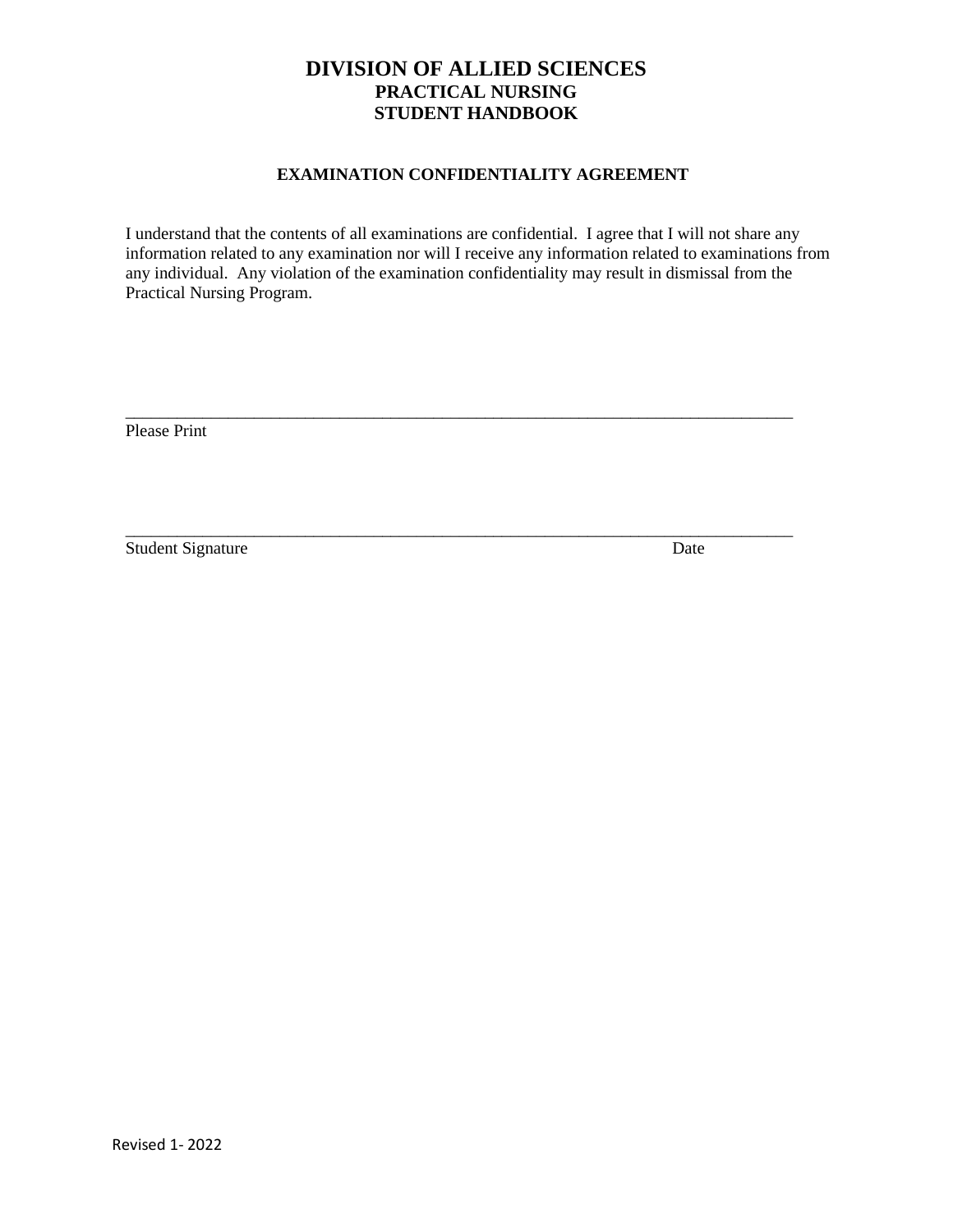# DIVISION OF ALLIED SCIENCES
## PRACTICAL NURSING
## STUDENT HANDBOOK

### EXAMINATION CONFIDENTIALITY AGREEMENT

I understand that the contents of all examinations are confidential. I agree that I will not share any information related to any examination nor will I receive any information related to examinations from any individual. Any violation of the examination confidentiality may result in dismissal from the Practical Nursing Program.

_______________________________________________________________________________
Please Print

_______________________________________________________________________________
Student Signature Date

Revised 1- 2022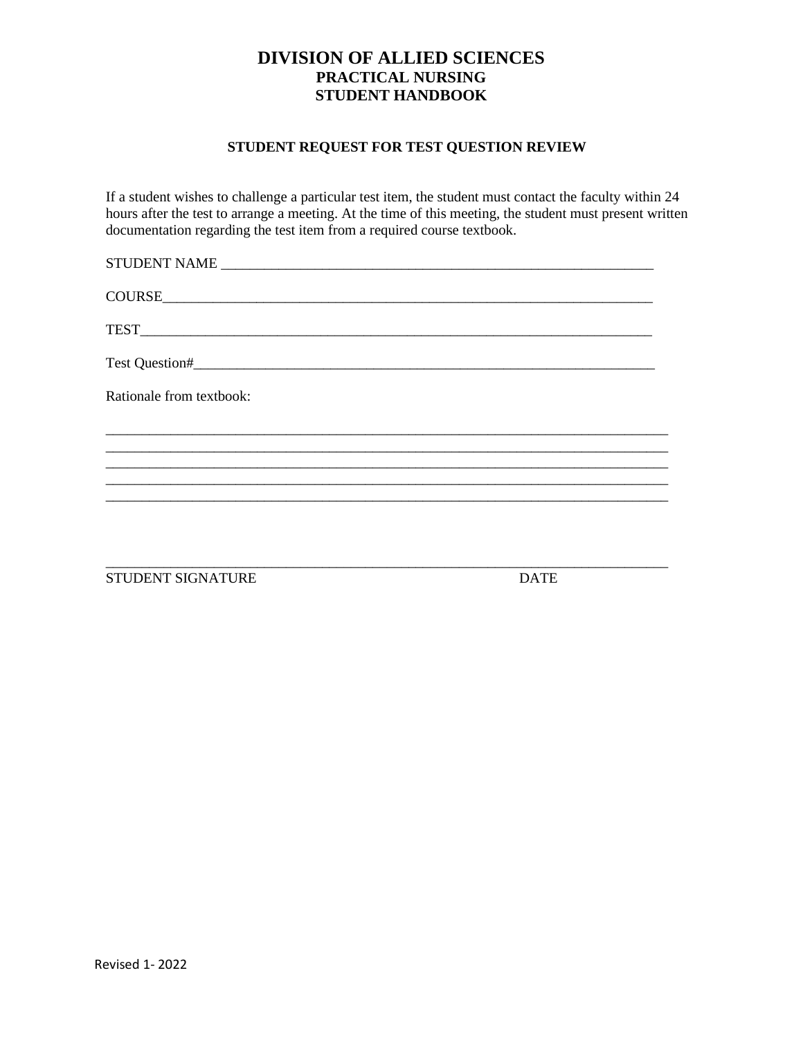# DIVISION OF ALLIED SCIENCES
## PRACTICAL NURSING
## STUDENT HANDBOOK

### STUDENT REQUEST FOR TEST QUESTION REVIEW

If a student wishes to challenge a particular test item, the student must contact the faculty within 24 hours after the test to arrange a meeting. At the time of this meeting, the student must present written documentation regarding the test item from a required course textbook.

STUDENT NAME ______________________________________________________________

COURSE_____________________________________________________________________

TEST_______________________________________________________________________

Test Question#_______________________________________________________________

Rationale from textbook:

_____________________________________________________________________________
_____________________________________________________________________________
_____________________________________________________________________________
_____________________________________________________________________________
_____________________________________________________________________________

_____________________________________________________________________________
STUDENT SIGNATURE DATE

Revised 1- 2022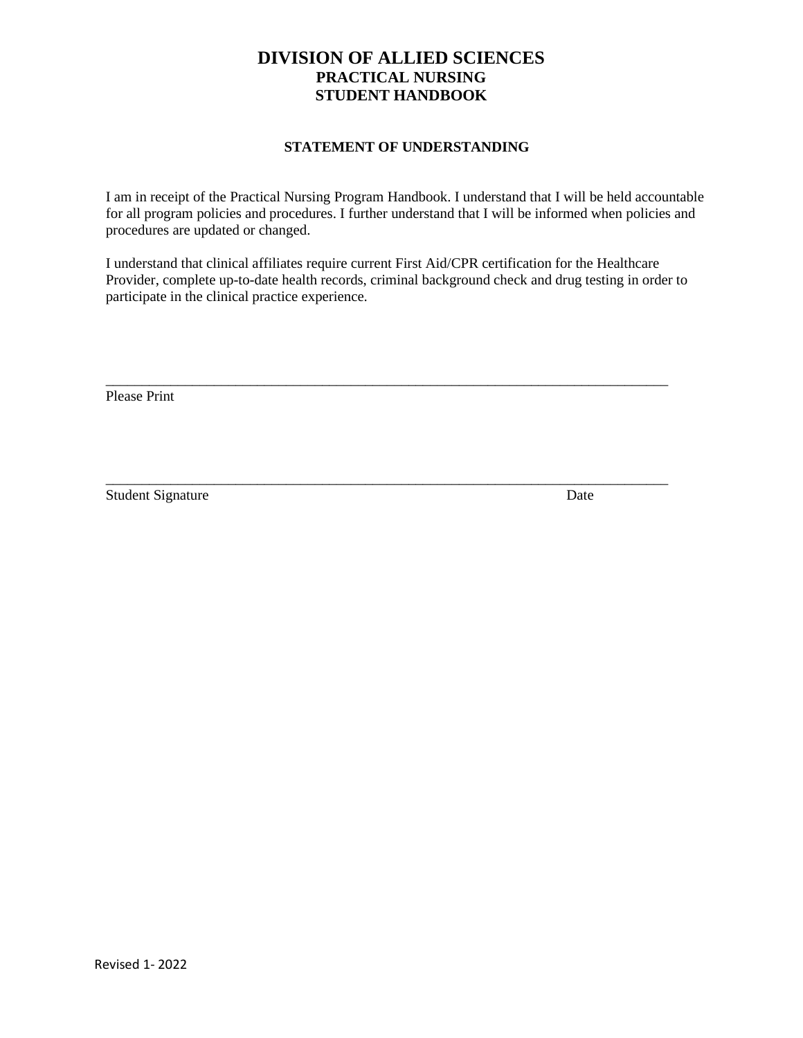# DIVISION OF ALLIED SCIENCES
## PRACTICAL NURSING
## STUDENT HANDBOOK

### STATEMENT OF UNDERSTANDING

I am in receipt of the Practical Nursing Program Handbook. I understand that I will be held accountable for all program policies and procedures. I further understand that I will be informed when policies and procedures are updated or changed.

I understand that clinical affiliates require current First Aid/CPR certification for the Healthcare Provider, complete up-to-date health records, criminal background check and drug testing in order to participate in the clinical practice experience.

_______________________________________________________________________________

Please Print

_______________________________________________________________________________

Student Signature                                                                                    Date

Revised 1- 2022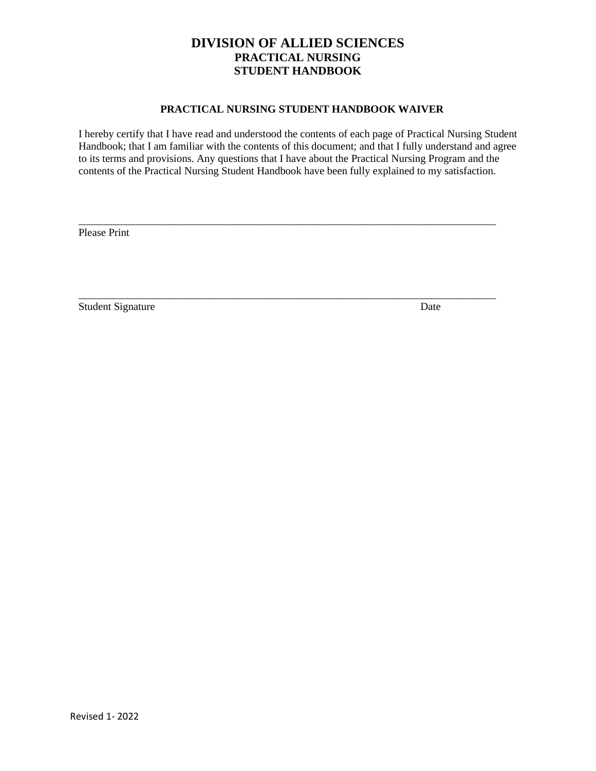# DIVISION OF ALLIED SCIENCES
## PRACTICAL NURSING
## STUDENT HANDBOOK

### PRACTICAL NURSING STUDENT HANDBOOK WAIVER

I hereby certify that I have read and understood the contents of each page of Practical Nursing Student Handbook; that I am familiar with the contents of this document; and that I fully understand and agree to its terms and provisions. Any questions that I have about the Practical Nursing Program and the contents of the Practical Nursing Student Handbook have been fully explained to my satisfaction.

_________________________________________________________________________________

Please Print

_________________________________________________________________________________

Student Signature                                                                                          Date

Revised 1- 2022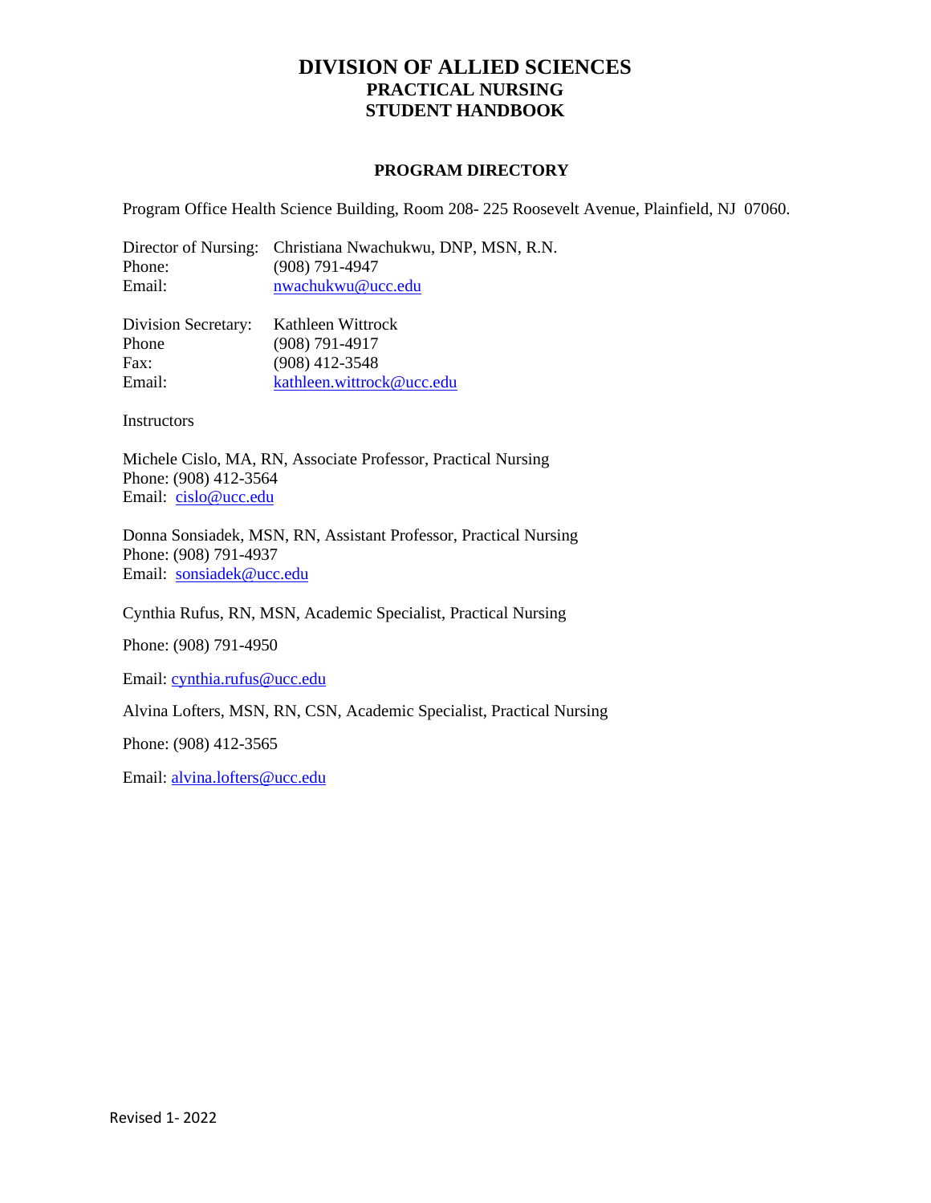# DIVISION OF ALLIED SCIENCES
## PRACTICAL NURSING
## STUDENT HANDBOOK

### PROGRAM DIRECTORY

Program Office Health Science Building, Room 208- 225 Roosevelt Avenue, Plainfield, NJ 07060.

Director of Nursing: Christiana Nwachukwu, DNP, MSN, R.N.
Phone: (908) 791-4947
Email: nwachukwu@ucc.edu

Division Secretary: Kathleen Wittrock
Phone (908) 791-4917
Fax: (908) 412-3548
Email: kathleen.wittrock@ucc.edu

Instructors

Michele Cislo, MA, RN, Associate Professor, Practical Nursing
Phone: (908) 412-3564
Email: cislo@ucc.edu

Donna Sonsiadek, MSN, RN, Assistant Professor, Practical Nursing
Phone: (908) 791-4937
Email: sonsiadek@ucc.edu

Cynthia Rufus, RN, MSN, Academic Specialist, Practical Nursing

Phone: (908) 791-4950

Email: cynthia.rufus@ucc.edu

Alvina Lofters, MSN, RN, CSN, Academic Specialist, Practical Nursing

Phone: (908) 412-3565

Email: alvina.lofters@ucc.edu

Revised 1- 2022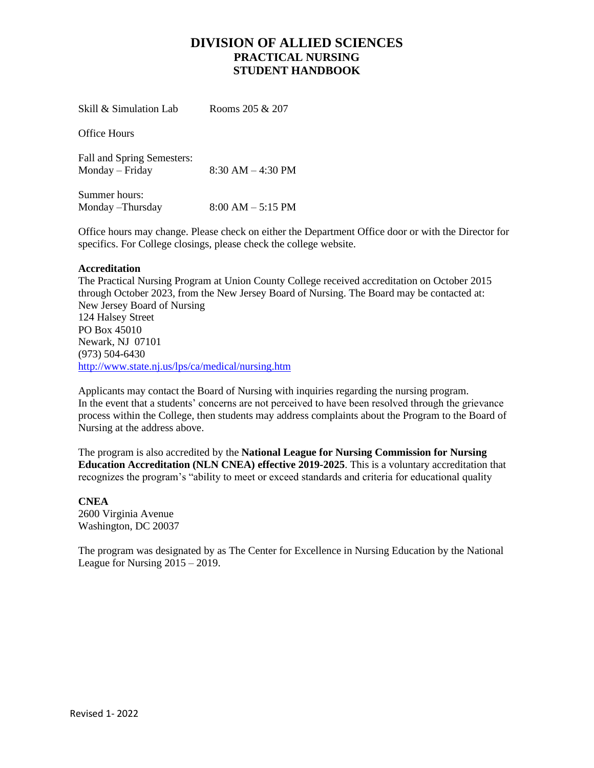# DIVISION OF ALLIED SCIENCES
## PRACTICAL NURSING
## STUDENT HANDBOOK

Skill & Simulation Lab Rooms 205 & 207

Office Hours

Fall and Spring Semesters:
Monday – Friday 8:30 AM – 4:30 PM

Summer hours:
Monday –Thursday 8:00 AM – 5:15 PM

Office hours may change. Please check on either the Department Office door or with the Director for specifics. For College closings, please check the college website.

**Accreditation**
The Practical Nursing Program at Union County College received accreditation on October 2015 through October 2023, from the New Jersey Board of Nursing. The Board may be contacted at:
New Jersey Board of Nursing
124 Halsey Street
PO Box 45010
Newark, NJ 07101
(973) 504-6430
http://www.state.nj.us/lps/ca/medical/nursing.htm

Applicants may contact the Board of Nursing with inquiries regarding the nursing program.
In the event that a students' concerns are not perceived to have been resolved through the grievance process within the College, then students may address complaints about the Program to the Board of Nursing at the address above.

The program is also accredited by the **National League for Nursing Commission for Nursing Education Accreditation (NLN CNEA) effective 2019-2025**. This is a voluntary accreditation that recognizes the program's "ability to meet or exceed standards and criteria for educational quality

**CNEA**
2600 Virginia Avenue
Washington, DC 20037

The program was designated by as The Center for Excellence in Nursing Education by the National League for Nursing 2015 – 2019.

Revised 1- 2022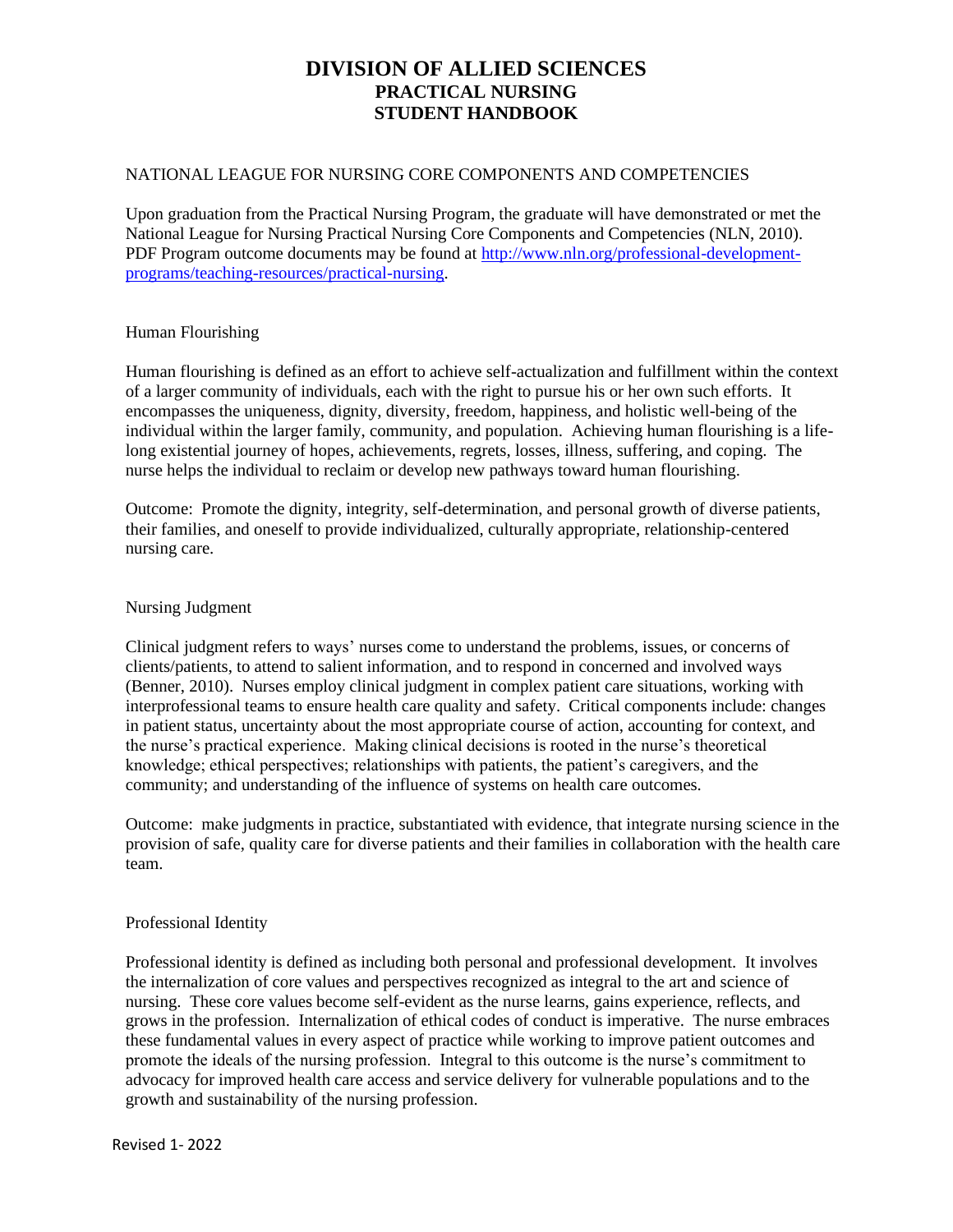# DIVISION OF ALLIED SCIENCES
## PRACTICAL NURSING
## STUDENT HANDBOOK

NATIONAL LEAGUE FOR NURSING CORE COMPONENTS AND COMPETENCIES

Upon graduation from the Practical Nursing Program, the graduate will have demonstrated or met the National League for Nursing Practical Nursing Core Components and Competencies (NLN, 2010). PDF Program outcome documents may be found at [http://www.nln.org/professional-development-programs/teaching-resources/practical-nursing](http://www.nln.org/professional-development-programs/teaching-resources/practical-nursing).

Human Flourishing

Human flourishing is defined as an effort to achieve self-actualization and fulfillment within the context of a larger community of individuals, each with the right to pursue his or her own such efforts. It encompasses the uniqueness, dignity, diversity, freedom, happiness, and holistic well-being of the individual within the larger family, community, and population. Achieving human flourishing is a life-long existential journey of hopes, achievements, regrets, losses, illness, suffering, and coping. The nurse helps the individual to reclaim or develop new pathways toward human flourishing.

Outcome: Promote the dignity, integrity, self-determination, and personal growth of diverse patients, their families, and oneself to provide individualized, culturally appropriate, relationship-centered nursing care.

Nursing Judgment

Clinical judgment refers to ways' nurses come to understand the problems, issues, or concerns of clients/patients, to attend to salient information, and to respond in concerned and involved ways (Benner, 2010). Nurses employ clinical judgment in complex patient care situations, working with interprofessional teams to ensure health care quality and safety. Critical components include: changes in patient status, uncertainty about the most appropriate course of action, accounting for context, and the nurse's practical experience. Making clinical decisions is rooted in the nurse's theoretical knowledge; ethical perspectives; relationships with patients, the patient's caregivers, and the community; and understanding of the influence of systems on health care outcomes.

Outcome: make judgments in practice, substantiated with evidence, that integrate nursing science in the provision of safe, quality care for diverse patients and their families in collaboration with the health care team.

Professional Identity

Professional identity is defined as including both personal and professional development. It involves the internalization of core values and perspectives recognized as integral to the art and science of nursing. These core values become self-evident as the nurse learns, gains experience, reflects, and grows in the profession. Internalization of ethical codes of conduct is imperative. The nurse embraces these fundamental values in every aspect of practice while working to improve patient outcomes and promote the ideals of the nursing profession. Integral to this outcome is the nurse's commitment to advocacy for improved health care access and service delivery for vulnerable populations and to the growth and sustainability of the nursing profession.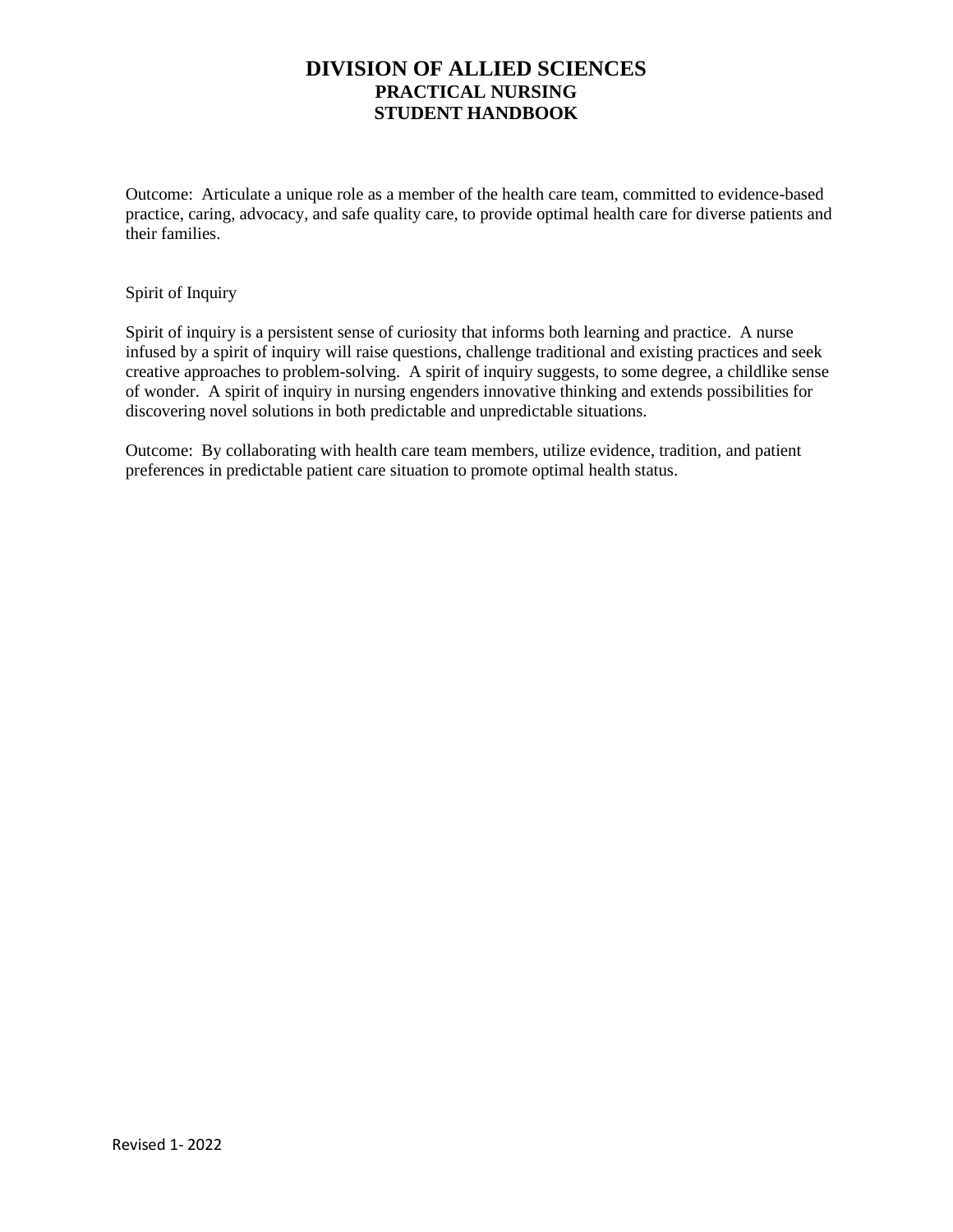Outcome: Articulate a unique role as a member of the health care team, committed to evidence-based practice, caring, advocacy, and safe quality care, to provide optimal health care for diverse patients and their families.

Spirit of Inquiry

Spirit of inquiry is a persistent sense of curiosity that informs both learning and practice. A nurse infused by a spirit of inquiry will raise questions, challenge traditional and existing practices and seek creative approaches to problem-solving. A spirit of inquiry suggests, to some degree, a childlike sense of wonder. A spirit of inquiry in nursing engenders innovative thinking and extends possibilities for discovering novel solutions in both predictable and unpredictable situations.

Outcome: By collaborating with health care team members, utilize evidence, tradition, and patient preferences in predictable patient care situation to promote optimal health status.